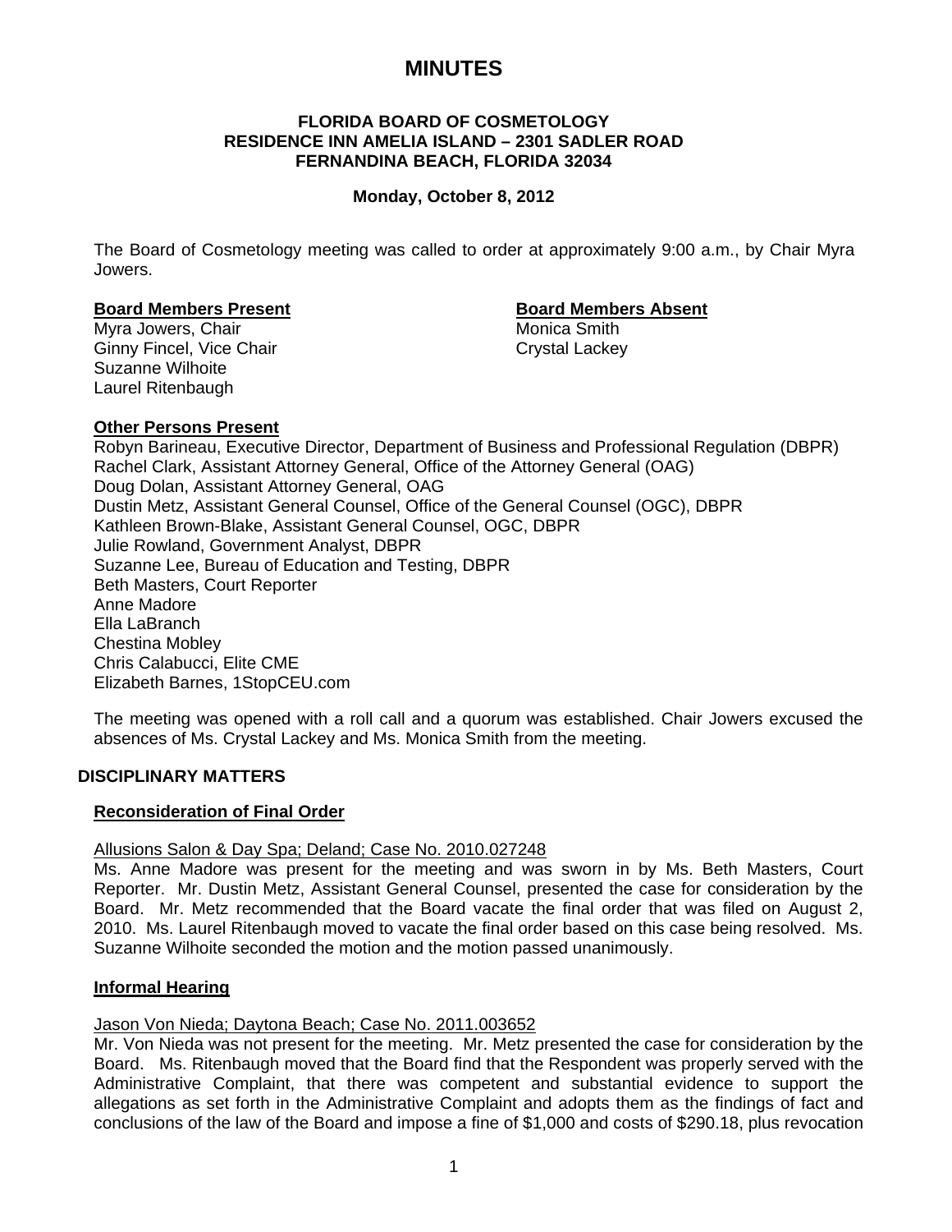# MINUTES

**FLORIDA BOARD OF COSMETOLOGY**
**RESIDENCE INN AMELIA ISLAND – 2301 SADLER ROAD**
**FERNANDINA BEACH, FLORIDA 32034**

**Monday, October 8, 2012**

The Board of Cosmetology meeting was called to order at approximately 9:00 a.m., by Chair Myra Jowers.

**Board Members Present**
Myra Jowers, Chair
Ginny Fincel, Vice Chair
Suzanne Wilhoite
Laurel Ritenbaugh

**Board Members Absent**
Monica Smith
Crystal Lackey

**Other Persons Present**
Robyn Barineau, Executive Director, Department of Business and Professional Regulation (DBPR)
Rachel Clark, Assistant Attorney General, Office of the Attorney General (OAG)
Doug Dolan, Assistant Attorney General, OAG
Dustin Metz, Assistant General Counsel, Office of the General Counsel (OGC), DBPR
Kathleen Brown-Blake, Assistant General Counsel, OGC, DBPR
Julie Rowland, Government Analyst, DBPR
Suzanne Lee, Bureau of Education and Testing, DBPR
Beth Masters, Court Reporter
Anne Madore
Ella LaBranch
Chestina Mobley
Chris Calabucci, Elite CME
Elizabeth Barnes, 1StopCEU.com

The meeting was opened with a roll call and a quorum was established. Chair Jowers excused the absences of Ms. Crystal Lackey and Ms. Monica Smith from the meeting.

## DISCIPLINARY MATTERS

### Reconsideration of Final Order

Allusions Salon & Day Spa; Deland; Case No. 2010.027248

Ms. Anne Madore was present for the meeting and was sworn in by Ms. Beth Masters, Court Reporter. Mr. Dustin Metz, Assistant General Counsel, presented the case for consideration by the Board. Mr. Metz recommended that the Board vacate the final order that was filed on August 2, 2010. Ms. Laurel Ritenbaugh moved to vacate the final order based on this case being resolved. Ms. Suzanne Wilhoite seconded the motion and the motion passed unanimously.

### Informal Hearing

Jason Von Nieda; Daytona Beach; Case No. 2011.003652

Mr. Von Nieda was not present for the meeting. Mr. Metz presented the case for consideration by the Board. Ms. Ritenbaugh moved that the Board find that the Respondent was properly served with the Administrative Complaint, that there was competent and substantial evidence to support the allegations as set forth in the Administrative Complaint and adopts them as the findings of fact and conclusions of the law of the Board and impose a fine of $1,000 and costs of $290.18, plus revocation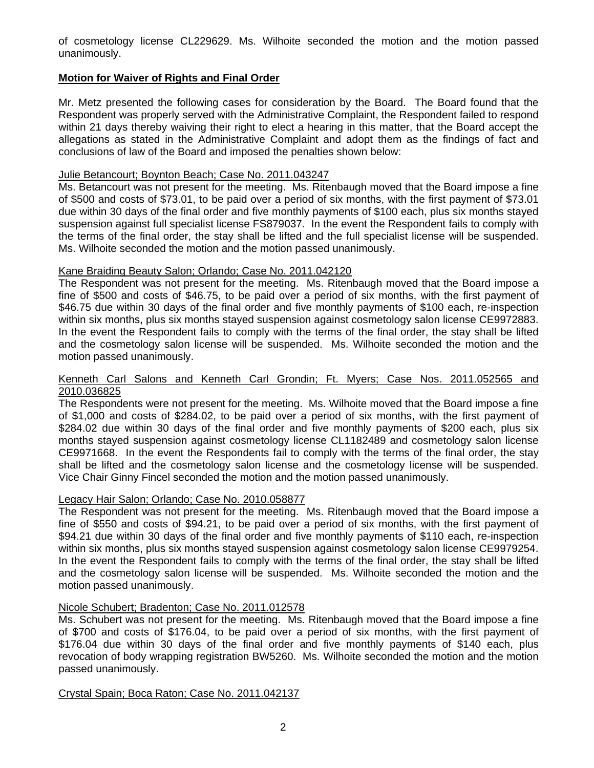of cosmetology license CL229629. Ms. Wilhoite seconded the motion and the motion passed unanimously.

## Motion for Waiver of Rights and Final Order

Mr. Metz presented the following cases for consideration by the Board. The Board found that the Respondent was properly served with the Administrative Complaint, the Respondent failed to respond within 21 days thereby waiving their right to elect a hearing in this matter, that the Board accept the allegations as stated in the Administrative Complaint and adopt them as the findings of fact and conclusions of law of the Board and imposed the penalties shown below:

Julie Betancourt; Boynton Beach; Case No. 2011.043247

Ms. Betancourt was not present for the meeting. Ms. Ritenbaugh moved that the Board impose a fine of $500 and costs of $73.01, to be paid over a period of six months, with the first payment of $73.01 due within 30 days of the final order and five monthly payments of $100 each, plus six months stayed suspension against full specialist license FS879037. In the event the Respondent fails to comply with the terms of the final order, the stay shall be lifted and the full specialist license will be suspended. Ms. Wilhoite seconded the motion and the motion passed unanimously.

Kane Braiding Beauty Salon; Orlando; Case No. 2011.042120

The Respondent was not present for the meeting. Ms. Ritenbaugh moved that the Board impose a fine of $500 and costs of $46.75, to be paid over a period of six months, with the first payment of $46.75 due within 30 days of the final order and five monthly payments of $100 each, re-inspection within six months, plus six months stayed suspension against cosmetology salon license CE9972883. In the event the Respondent fails to comply with the terms of the final order, the stay shall be lifted and the cosmetology salon license will be suspended. Ms. Wilhoite seconded the motion and the motion passed unanimously.

Kenneth Carl Salons and Kenneth Carl Grondin; Ft. Myers; Case Nos. 2011.052565 and 2010.036825

The Respondents were not present for the meeting. Ms. Wilhoite moved that the Board impose a fine of $1,000 and costs of $284.02, to be paid over a period of six months, with the first payment of $284.02 due within 30 days of the final order and five monthly payments of $200 each, plus six months stayed suspension against cosmetology license CL1182489 and cosmetology salon license CE9971668. In the event the Respondents fail to comply with the terms of the final order, the stay shall be lifted and the cosmetology salon license and the cosmetology license will be suspended. Vice Chair Ginny Fincel seconded the motion and the motion passed unanimously.

Legacy Hair Salon; Orlando; Case No. 2010.058877

The Respondent was not present for the meeting. Ms. Ritenbaugh moved that the Board impose a fine of $550 and costs of $94.21, to be paid over a period of six months, with the first payment of $94.21 due within 30 days of the final order and five monthly payments of $110 each, re-inspection within six months, plus six months stayed suspension against cosmetology salon license CE9979254. In the event the Respondent fails to comply with the terms of the final order, the stay shall be lifted and the cosmetology salon license will be suspended. Ms. Wilhoite seconded the motion and the motion passed unanimously.

Nicole Schubert; Bradenton; Case No. 2011.012578

Ms. Schubert was not present for the meeting. Ms. Ritenbaugh moved that the Board impose a fine of $700 and costs of $176.04, to be paid over a period of six months, with the first payment of $176.04 due within 30 days of the final order and five monthly payments of $140 each, plus revocation of body wrapping registration BW5260. Ms. Wilhoite seconded the motion and the motion passed unanimously.

Crystal Spain; Boca Raton; Case No. 2011.042137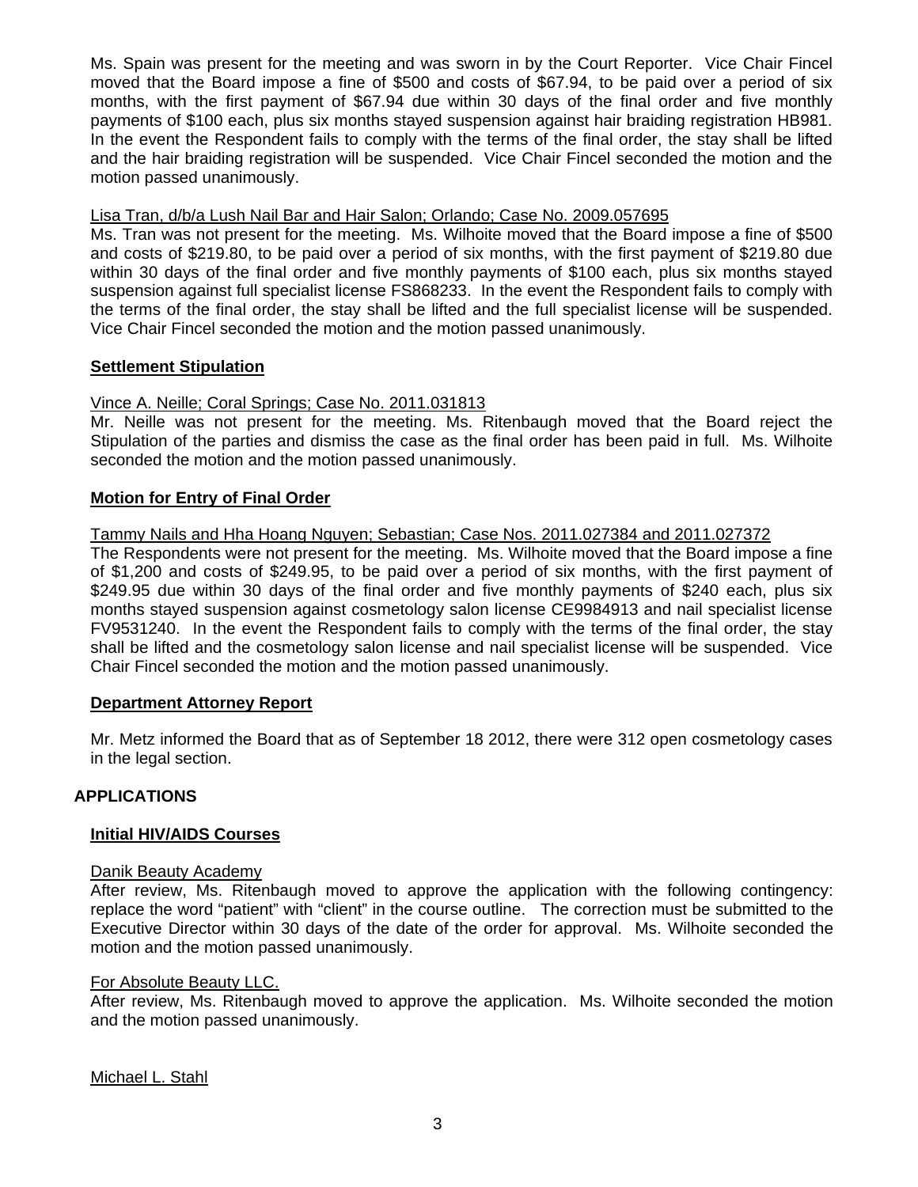Ms. Spain was present for the meeting and was sworn in by the Court Reporter. Vice Chair Fincel moved that the Board impose a fine of $500 and costs of $67.94, to be paid over a period of six months, with the first payment of $67.94 due within 30 days of the final order and five monthly payments of $100 each, plus six months stayed suspension against hair braiding registration HB981. In the event the Respondent fails to comply with the terms of the final order, the stay shall be lifted and the hair braiding registration will be suspended. Vice Chair Fincel seconded the motion and the motion passed unanimously.

<u>Lisa Tran, d/b/a Lush Nail Bar and Hair Salon; Orlando; Case No. 2009.057695</u>

Ms. Tran was not present for the meeting. Ms. Wilhoite moved that the Board impose a fine of $500 and costs of $219.80, to be paid over a period of six months, with the first payment of $219.80 due within 30 days of the final order and five monthly payments of $100 each, plus six months stayed suspension against full specialist license FS868233. In the event the Respondent fails to comply with the terms of the final order, the stay shall be lifted and the full specialist license will be suspended. Vice Chair Fincel seconded the motion and the motion passed unanimously.

### Settlement Stipulation

<u>Vince A. Neille; Coral Springs; Case No. 2011.031813</u>

Mr. Neille was not present for the meeting. Ms. Ritenbaugh moved that the Board reject the Stipulation of the parties and dismiss the case as the final order has been paid in full. Ms. Wilhoite seconded the motion and the motion passed unanimously.

### Motion for Entry of Final Order

<u>Tammy Nails and Hha Hoang Nguyen; Sebastian; Case Nos. 2011.027384 and 2011.027372</u>

The Respondents were not present for the meeting. Ms. Wilhoite moved that the Board impose a fine of $1,200 and costs of $249.95, to be paid over a period of six months, with the first payment of $249.95 due within 30 days of the final order and five monthly payments of $240 each, plus six months stayed suspension against cosmetology salon license CE9984913 and nail specialist license FV9531240. In the event the Respondent fails to comply with the terms of the final order, the stay shall be lifted and the cosmetology salon license and nail specialist license will be suspended. Vice Chair Fincel seconded the motion and the motion passed unanimously.

### Department Attorney Report

Mr. Metz informed the Board that as of September 18 2012, there were 312 open cosmetology cases in the legal section.

## APPLICATIONS

### Initial HIV/AIDS Courses

<u>Danik Beauty Academy</u>

After review, Ms. Ritenbaugh moved to approve the application with the following contingency: replace the word "patient" with "client" in the course outline. The correction must be submitted to the Executive Director within 30 days of the date of the order for approval. Ms. Wilhoite seconded the motion and the motion passed unanimously.

<u>For Absolute Beauty LLC.</u>

After review, Ms. Ritenbaugh moved to approve the application. Ms. Wilhoite seconded the motion and the motion passed unanimously.

<u>Michael L. Stahl</u>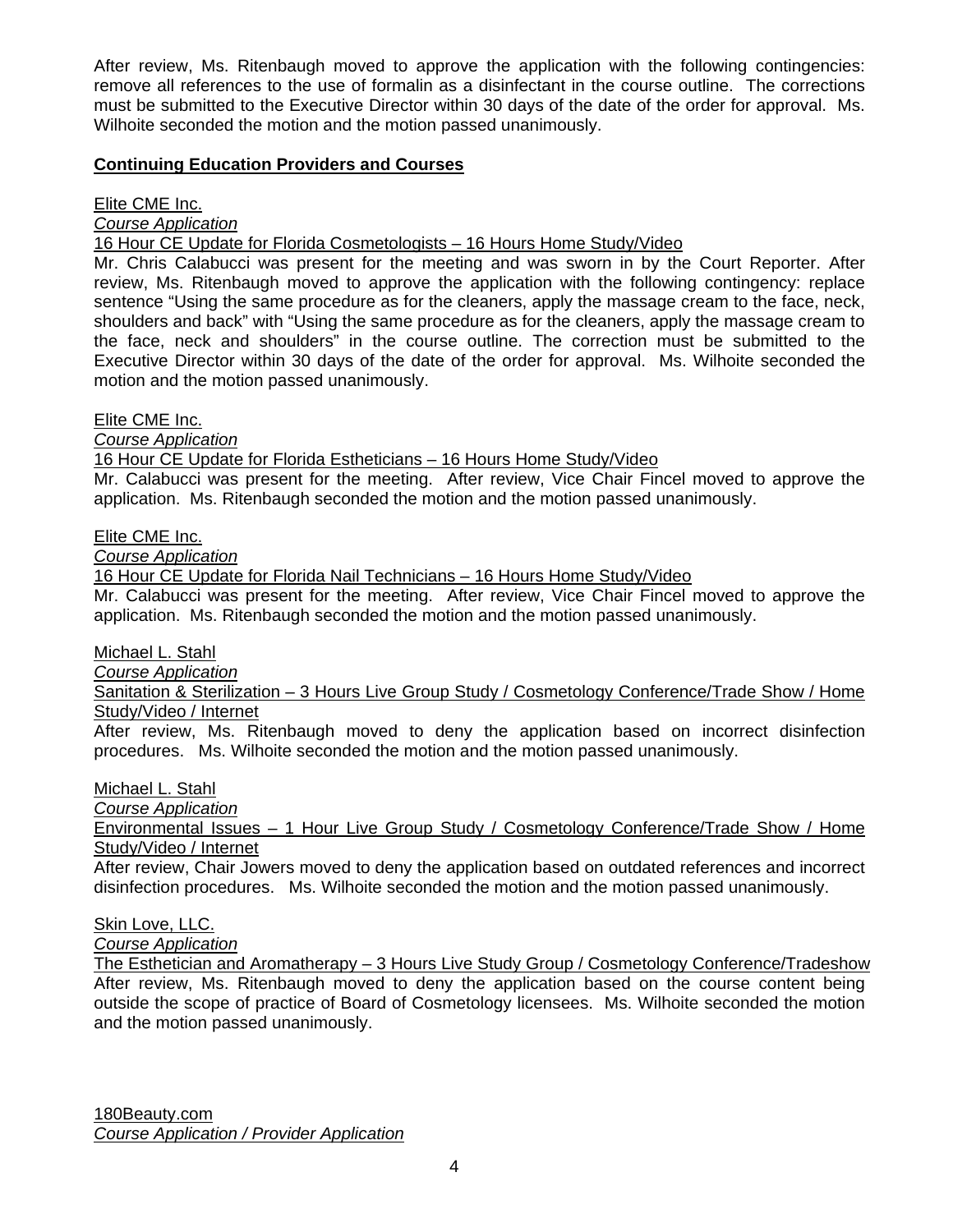After review, Ms. Ritenbaugh moved to approve the application with the following contingencies: remove all references to the use of formalin as a disinfectant in the course outline. The corrections must be submitted to the Executive Director within 30 days of the date of the order for approval. Ms. Wilhoite seconded the motion and the motion passed unanimously.

**Continuing Education Providers and Courses**

Elite CME Inc.
*Course Application*
16 Hour CE Update for Florida Cosmetologists – 16 Hours Home Study/Video
Mr. Chris Calabucci was present for the meeting and was sworn in by the Court Reporter. After review, Ms. Ritenbaugh moved to approve the application with the following contingency: replace sentence "Using the same procedure as for the cleaners, apply the massage cream to the face, neck, shoulders and back" with "Using the same procedure as for the cleaners, apply the massage cream to the face, neck and shoulders" in the course outline. The correction must be submitted to the Executive Director within 30 days of the date of the order for approval. Ms. Wilhoite seconded the motion and the motion passed unanimously.

Elite CME Inc.
*Course Application*
16 Hour CE Update for Florida Estheticians – 16 Hours Home Study/Video
Mr. Calabucci was present for the meeting. After review, Vice Chair Fincel moved to approve the application. Ms. Ritenbaugh seconded the motion and the motion passed unanimously.

Elite CME Inc.
*Course Application*
16 Hour CE Update for Florida Nail Technicians – 16 Hours Home Study/Video
Mr. Calabucci was present for the meeting. After review, Vice Chair Fincel moved to approve the application. Ms. Ritenbaugh seconded the motion and the motion passed unanimously.

Michael L. Stahl
*Course Application*
Sanitation & Sterilization – 3 Hours Live Group Study / Cosmetology Conference/Trade Show / Home Study/Video / Internet
After review, Ms. Ritenbaugh moved to deny the application based on incorrect disinfection procedures. Ms. Wilhoite seconded the motion and the motion passed unanimously.

Michael L. Stahl
*Course Application*
Environmental Issues – 1 Hour Live Group Study / Cosmetology Conference/Trade Show / Home Study/Video / Internet
After review, Chair Jowers moved to deny the application based on outdated references and incorrect disinfection procedures. Ms. Wilhoite seconded the motion and the motion passed unanimously.

Skin Love, LLC.
*Course Application*
The Esthetician and Aromatherapy – 3 Hours Live Study Group / Cosmetology Conference/Tradeshow
After review, Ms. Ritenbaugh moved to deny the application based on the course content being outside the scope of practice of Board of Cosmetology licensees. Ms. Wilhoite seconded the motion and the motion passed unanimously.

180Beauty.com
*Course Application / Provider Application*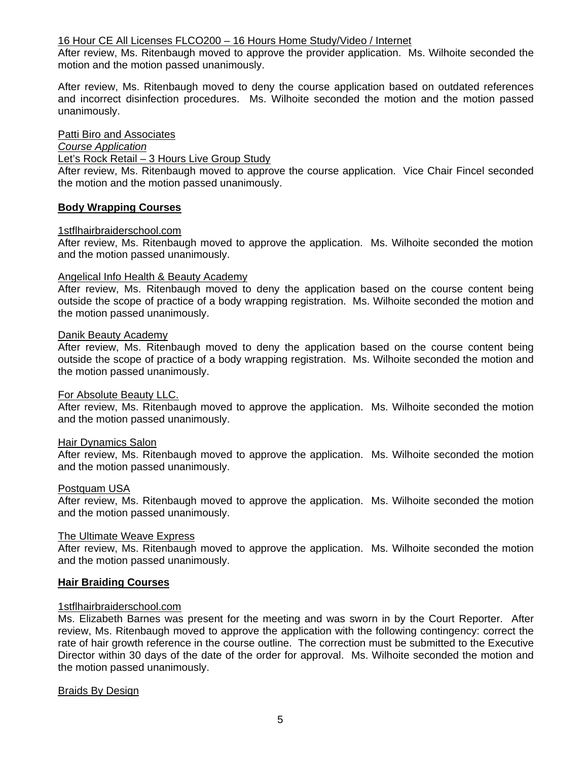16 Hour CE All Licenses FLCO200 – 16 Hours Home Study/Video / Internet

After review, Ms. Ritenbaugh moved to approve the provider application. Ms. Wilhoite seconded the motion and the motion passed unanimously.

After review, Ms. Ritenbaugh moved to deny the course application based on outdated references and incorrect disinfection procedures. Ms. Wilhoite seconded the motion and the motion passed unanimously.

Patti Biro and Associates

*Course Application*

Let's Rock Retail – 3 Hours Live Group Study

After review, Ms. Ritenbaugh moved to approve the course application. Vice Chair Fincel seconded the motion and the motion passed unanimously.

**Body Wrapping Courses**

1stflhairbraiderschool.com

After review, Ms. Ritenbaugh moved to approve the application. Ms. Wilhoite seconded the motion and the motion passed unanimously.

Angelical Info Health & Beauty Academy

After review, Ms. Ritenbaugh moved to deny the application based on the course content being outside the scope of practice of a body wrapping registration. Ms. Wilhoite seconded the motion and the motion passed unanimously.

Danik Beauty Academy

After review, Ms. Ritenbaugh moved to deny the application based on the course content being outside the scope of practice of a body wrapping registration. Ms. Wilhoite seconded the motion and the motion passed unanimously.

For Absolute Beauty LLC.

After review, Ms. Ritenbaugh moved to approve the application. Ms. Wilhoite seconded the motion and the motion passed unanimously.

Hair Dynamics Salon

After review, Ms. Ritenbaugh moved to approve the application. Ms. Wilhoite seconded the motion and the motion passed unanimously.

Postquam USA

After review, Ms. Ritenbaugh moved to approve the application. Ms. Wilhoite seconded the motion and the motion passed unanimously.

The Ultimate Weave Express

After review, Ms. Ritenbaugh moved to approve the application. Ms. Wilhoite seconded the motion and the motion passed unanimously.

**Hair Braiding Courses**

1stflhairbraiderschool.com

Ms. Elizabeth Barnes was present for the meeting and was sworn in by the Court Reporter. After review, Ms. Ritenbaugh moved to approve the application with the following contingency: correct the rate of hair growth reference in the course outline. The correction must be submitted to the Executive Director within 30 days of the date of the order for approval. Ms. Wilhoite seconded the motion and the motion passed unanimously.

Braids By Design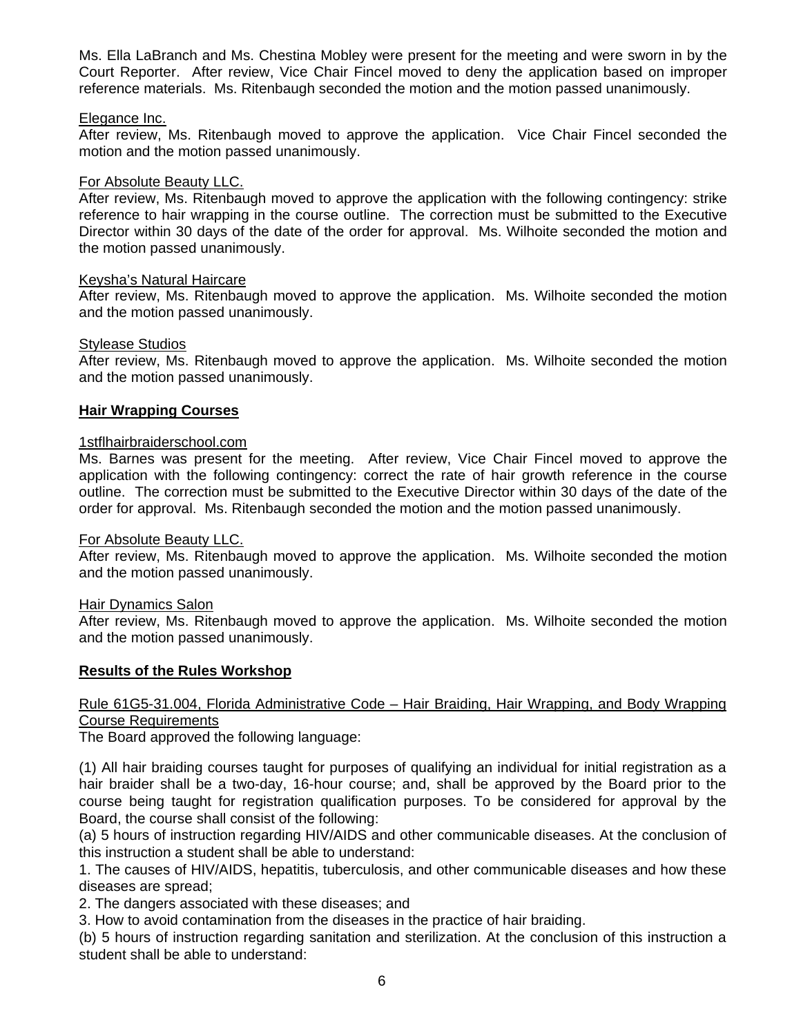Ms. Ella LaBranch and Ms. Chestina Mobley were present for the meeting and were sworn in by the Court Reporter. After review, Vice Chair Fincel moved to deny the application based on improper reference materials. Ms. Ritenbaugh seconded the motion and the motion passed unanimously.

Elegance Inc.

After review, Ms. Ritenbaugh moved to approve the application. Vice Chair Fincel seconded the motion and the motion passed unanimously.

For Absolute Beauty LLC.

After review, Ms. Ritenbaugh moved to approve the application with the following contingency: strike reference to hair wrapping in the course outline. The correction must be submitted to the Executive Director within 30 days of the date of the order for approval. Ms. Wilhoite seconded the motion and the motion passed unanimously.

Keysha's Natural Haircare

After review, Ms. Ritenbaugh moved to approve the application. Ms. Wilhoite seconded the motion and the motion passed unanimously.

Stylease Studios

After review, Ms. Ritenbaugh moved to approve the application. Ms. Wilhoite seconded the motion and the motion passed unanimously.

## Hair Wrapping Courses

1stflhairbraiderschool.com

Ms. Barnes was present for the meeting. After review, Vice Chair Fincel moved to approve the application with the following contingency: correct the rate of hair growth reference in the course outline. The correction must be submitted to the Executive Director within 30 days of the date of the order for approval. Ms. Ritenbaugh seconded the motion and the motion passed unanimously.

For Absolute Beauty LLC.

After review, Ms. Ritenbaugh moved to approve the application. Ms. Wilhoite seconded the motion and the motion passed unanimously.

Hair Dynamics Salon

After review, Ms. Ritenbaugh moved to approve the application. Ms. Wilhoite seconded the motion and the motion passed unanimously.

## Results of the Rules Workshop

Rule 61G5-31.004, Florida Administrative Code – Hair Braiding, Hair Wrapping, and Body Wrapping Course Requirements

The Board approved the following language:

(1) All hair braiding courses taught for purposes of qualifying an individual for initial registration as a hair braider shall be a two-day, 16-hour course; and, shall be approved by the Board prior to the course being taught for registration qualification purposes. To be considered for approval by the Board, the course shall consist of the following:

(a) 5 hours of instruction regarding HIV/AIDS and other communicable diseases. At the conclusion of this instruction a student shall be able to understand:

1. The causes of HIV/AIDS, hepatitis, tuberculosis, and other communicable diseases and how these diseases are spread;

2. The dangers associated with these diseases; and

3. How to avoid contamination from the diseases in the practice of hair braiding.

(b) 5 hours of instruction regarding sanitation and sterilization. At the conclusion of this instruction a student shall be able to understand: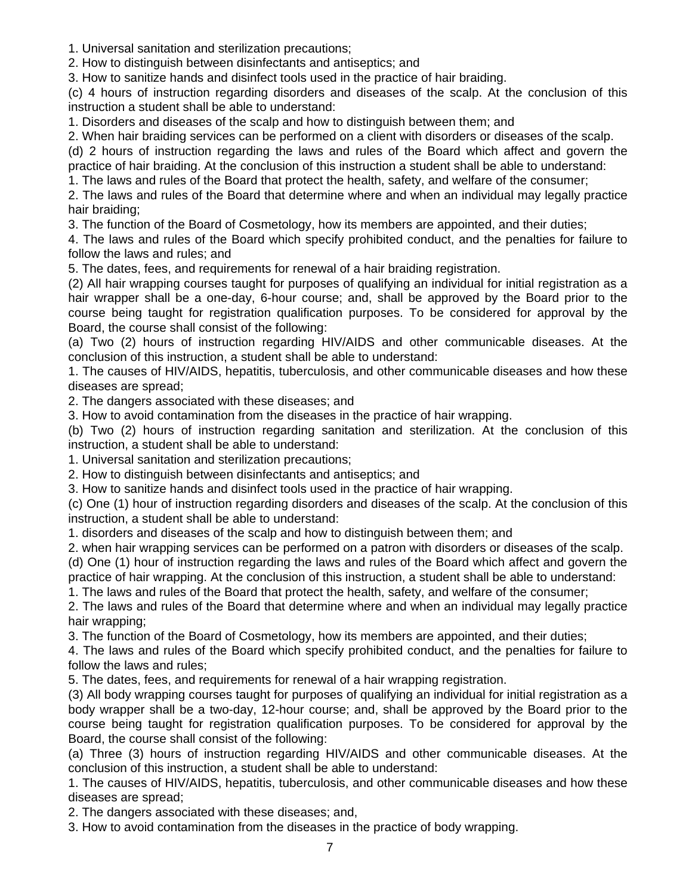1. Universal sanitation and sterilization precautions;
2. How to distinguish between disinfectants and antiseptics; and
3. How to sanitize hands and disinfect tools used in the practice of hair braiding.

(c) 4 hours of instruction regarding disorders and diseases of the scalp. At the conclusion of this instruction a student shall be able to understand:

1. Disorders and diseases of the scalp and how to distinguish between them; and
2. When hair braiding services can be performed on a client with disorders or diseases of the scalp.

(d) 2 hours of instruction regarding the laws and rules of the Board which affect and govern the practice of hair braiding. At the conclusion of this instruction a student shall be able to understand:

1. The laws and rules of the Board that protect the health, safety, and welfare of the consumer;
2. The laws and rules of the Board that determine where and when an individual may legally practice hair braiding;
3. The function of the Board of Cosmetology, how its members are appointed, and their duties;
4. The laws and rules of the Board which specify prohibited conduct, and the penalties for failure to follow the laws and rules; and
5. The dates, fees, and requirements for renewal of a hair braiding registration.

(2) All hair wrapping courses taught for purposes of qualifying an individual for initial registration as a hair wrapper shall be a one-day, 6-hour course; and, shall be approved by the Board prior to the course being taught for registration qualification purposes. To be considered for approval by the Board, the course shall consist of the following:

(a) Two (2) hours of instruction regarding HIV/AIDS and other communicable diseases. At the conclusion of this instruction, a student shall be able to understand:

1. The causes of HIV/AIDS, hepatitis, tuberculosis, and other communicable diseases and how these diseases are spread;
2. The dangers associated with these diseases; and
3. How to avoid contamination from the diseases in the practice of hair wrapping.

(b) Two (2) hours of instruction regarding sanitation and sterilization. At the conclusion of this instruction, a student shall be able to understand:

1. Universal sanitation and sterilization precautions;
2. How to distinguish between disinfectants and antiseptics; and
3. How to sanitize hands and disinfect tools used in the practice of hair wrapping.

(c) One (1) hour of instruction regarding disorders and diseases of the scalp. At the conclusion of this instruction, a student shall be able to understand:

1. disorders and diseases of the scalp and how to distinguish between them; and
2. when hair wrapping services can be performed on a patron with disorders or diseases of the scalp.

(d) One (1) hour of instruction regarding the laws and rules of the Board which affect and govern the practice of hair wrapping. At the conclusion of this instruction, a student shall be able to understand:

1. The laws and rules of the Board that protect the health, safety, and welfare of the consumer;
2. The laws and rules of the Board that determine where and when an individual may legally practice hair wrapping;
3. The function of the Board of Cosmetology, how its members are appointed, and their duties;
4. The laws and rules of the Board which specify prohibited conduct, and the penalties for failure to follow the laws and rules;
5. The dates, fees, and requirements for renewal of a hair wrapping registration.

(3) All body wrapping courses taught for purposes of qualifying an individual for initial registration as a body wrapper shall be a two-day, 12-hour course; and, shall be approved by the Board prior to the course being taught for registration qualification purposes. To be considered for approval by the Board, the course shall consist of the following:

(a) Three (3) hours of instruction regarding HIV/AIDS and other communicable diseases. At the conclusion of this instruction, a student shall be able to understand:

1. The causes of HIV/AIDS, hepatitis, tuberculosis, and other communicable diseases and how these diseases are spread;
2. The dangers associated with these diseases; and,
3. How to avoid contamination from the diseases in the practice of body wrapping.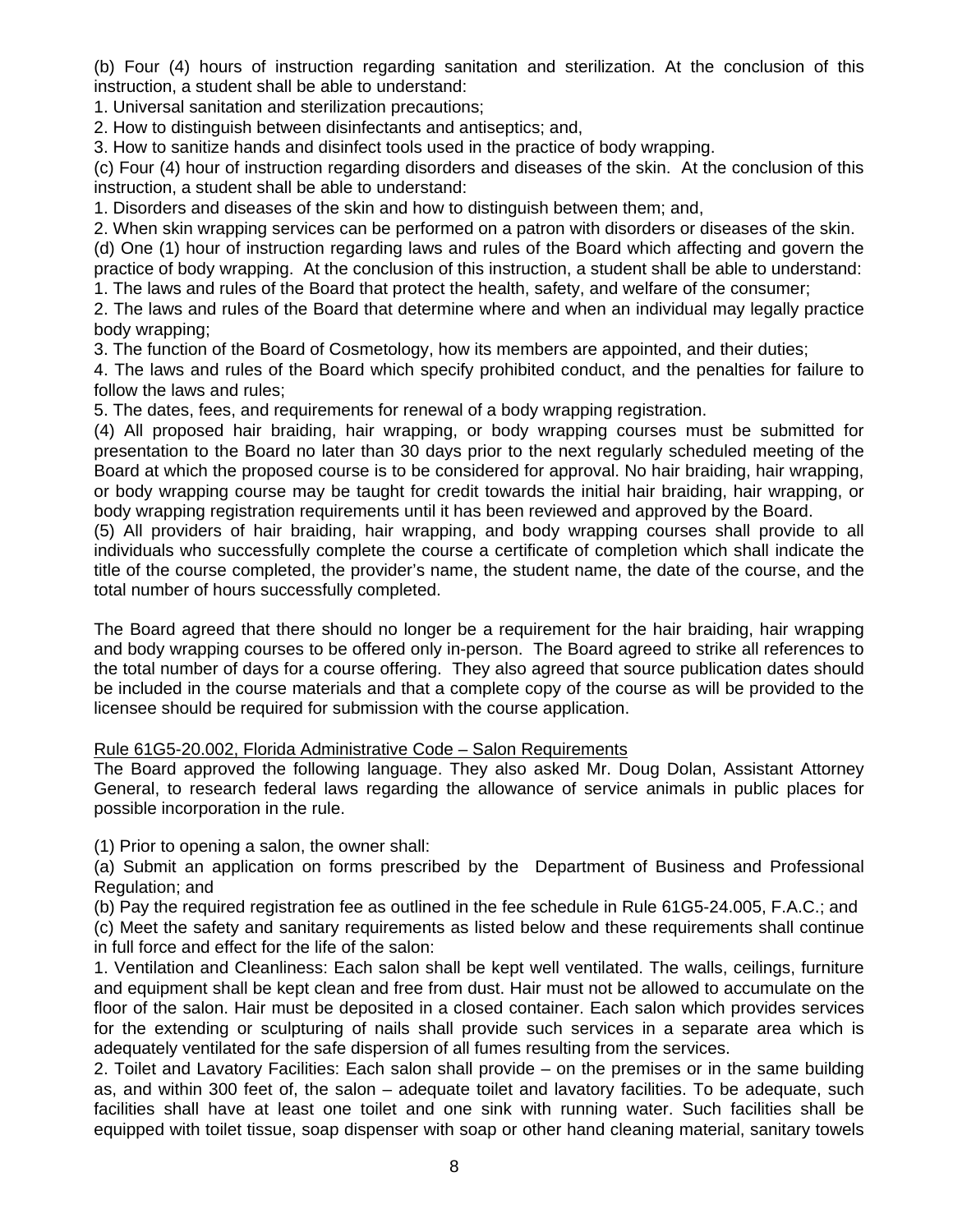(b) Four (4) hours of instruction regarding sanitation and sterilization. At the conclusion of this instruction, a student shall be able to understand:

1. Universal sanitation and sterilization precautions;
2. How to distinguish between disinfectants and antiseptics; and,
3. How to sanitize hands and disinfect tools used in the practice of body wrapping.

(c) Four (4) hour of instruction regarding disorders and diseases of the skin. At the conclusion of this instruction, a student shall be able to understand:

1. Disorders and diseases of the skin and how to distinguish between them; and,
2. When skin wrapping services can be performed on a patron with disorders or diseases of the skin.

(d) One (1) hour of instruction regarding laws and rules of the Board which affecting and govern the practice of body wrapping. At the conclusion of this instruction, a student shall be able to understand:

1. The laws and rules of the Board that protect the health, safety, and welfare of the consumer;
2. The laws and rules of the Board that determine where and when an individual may legally practice body wrapping;
3. The function of the Board of Cosmetology, how its members are appointed, and their duties;
4. The laws and rules of the Board which specify prohibited conduct, and the penalties for failure to follow the laws and rules;
5. The dates, fees, and requirements for renewal of a body wrapping registration.

(4) All proposed hair braiding, hair wrapping, or body wrapping courses must be submitted for presentation to the Board no later than 30 days prior to the next regularly scheduled meeting of the Board at which the proposed course is to be considered for approval. No hair braiding, hair wrapping, or body wrapping course may be taught for credit towards the initial hair braiding, hair wrapping, or body wrapping registration requirements until it has been reviewed and approved by the Board.

(5) All providers of hair braiding, hair wrapping, and body wrapping courses shall provide to all individuals who successfully complete the course a certificate of completion which shall indicate the title of the course completed, the provider's name, the student name, the date of the course, and the total number of hours successfully completed.

The Board agreed that there should no longer be a requirement for the hair braiding, hair wrapping and body wrapping courses to be offered only in-person. The Board agreed to strike all references to the total number of days for a course offering. They also agreed that source publication dates should be included in the course materials and that a complete copy of the course as will be provided to the licensee should be required for submission with the course application.

Rule 61G5-20.002, Florida Administrative Code – Salon Requirements

The Board approved the following language. They also asked Mr. Doug Dolan, Assistant Attorney General, to research federal laws regarding the allowance of service animals in public places for possible incorporation in the rule.

(1) Prior to opening a salon, the owner shall:

(a) Submit an application on forms prescribed by the Department of Business and Professional Regulation; and

(b) Pay the required registration fee as outlined in the fee schedule in Rule 61G5-24.005, F.A.C.; and

(c) Meet the safety and sanitary requirements as listed below and these requirements shall continue in full force and effect for the life of the salon:

1. Ventilation and Cleanliness: Each salon shall be kept well ventilated. The walls, ceilings, furniture and equipment shall be kept clean and free from dust. Hair must not be allowed to accumulate on the floor of the salon. Hair must be deposited in a closed container. Each salon which provides services for the extending or sculpturing of nails shall provide such services in a separate area which is adequately ventilated for the safe dispersion of all fumes resulting from the services.
2. Toilet and Lavatory Facilities: Each salon shall provide – on the premises or in the same building as, and within 300 feet of, the salon – adequate toilet and lavatory facilities. To be adequate, such facilities shall have at least one toilet and one sink with running water. Such facilities shall be equipped with toilet tissue, soap dispenser with soap or other hand cleaning material, sanitary towels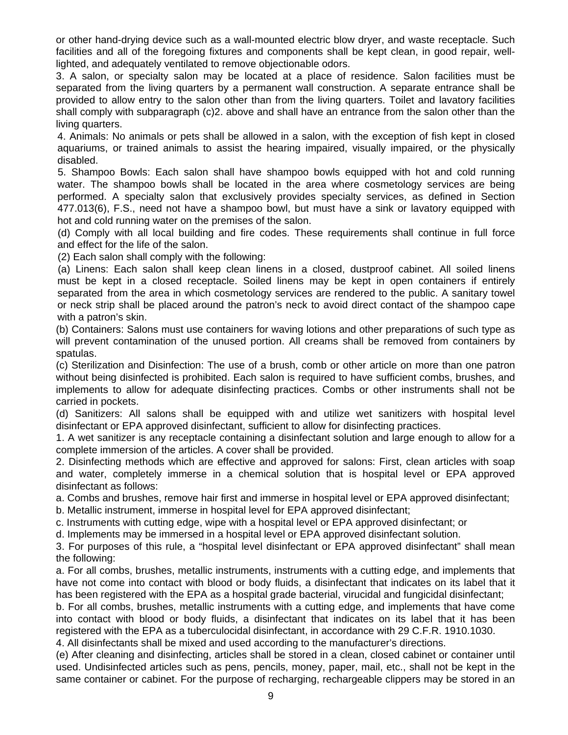or other hand-drying device such as a wall-mounted electric blow dryer, and waste receptacle. Such facilities and all of the foregoing fixtures and components shall be kept clean, in good repair, well-lighted, and adequately ventilated to remove objectionable odors.

3. A salon, or specialty salon may be located at a place of residence. Salon facilities must be separated from the living quarters by a permanent wall construction. A separate entrance shall be provided to allow entry to the salon other than from the living quarters. Toilet and lavatory facilities shall comply with subparagraph (c)2. above and shall have an entrance from the salon other than the living quarters.

4. Animals: No animals or pets shall be allowed in a salon, with the exception of fish kept in closed aquariums, or trained animals to assist the hearing impaired, visually impaired, or the physically disabled.

5. Shampoo Bowls: Each salon shall have shampoo bowls equipped with hot and cold running water. The shampoo bowls shall be located in the area where cosmetology services are being performed. A specialty salon that exclusively provides specialty services, as defined in Section 477.013(6), F.S., need not have a shampoo bowl, but must have a sink or lavatory equipped with hot and cold running water on the premises of the salon.

(d) Comply with all local building and fire codes. These requirements shall continue in full force and effect for the life of the salon.

(2) Each salon shall comply with the following:

(a) Linens: Each salon shall keep clean linens in a closed, dustproof cabinet. All soiled linens must be kept in a closed receptacle. Soiled linens may be kept in open containers if entirely separated from the area in which cosmetology services are rendered to the public. A sanitary towel or neck strip shall be placed around the patron's neck to avoid direct contact of the shampoo cape with a patron's skin.

(b) Containers: Salons must use containers for waving lotions and other preparations of such type as will prevent contamination of the unused portion. All creams shall be removed from containers by spatulas.

(c) Sterilization and Disinfection: The use of a brush, comb or other article on more than one patron without being disinfected is prohibited. Each salon is required to have sufficient combs, brushes, and implements to allow for adequate disinfecting practices. Combs or other instruments shall not be carried in pockets.

(d) Sanitizers: All salons shall be equipped with and utilize wet sanitizers with hospital level disinfectant or EPA approved disinfectant, sufficient to allow for disinfecting practices.

1. A wet sanitizer is any receptacle containing a disinfectant solution and large enough to allow for a complete immersion of the articles. A cover shall be provided.

2. Disinfecting methods which are effective and approved for salons: First, clean articles with soap and water, completely immerse in a chemical solution that is hospital level or EPA approved disinfectant as follows:

a. Combs and brushes, remove hair first and immerse in hospital level or EPA approved disinfectant;

b. Metallic instrument, immerse in hospital level for EPA approved disinfectant;

c. Instruments with cutting edge, wipe with a hospital level or EPA approved disinfectant; or

d. Implements may be immersed in a hospital level or EPA approved disinfectant solution.

3. For purposes of this rule, a "hospital level disinfectant or EPA approved disinfectant" shall mean the following:

a. For all combs, brushes, metallic instruments, instruments with a cutting edge, and implements that have not come into contact with blood or body fluids, a disinfectant that indicates on its label that it has been registered with the EPA as a hospital grade bacterial, virucidal and fungicidal disinfectant;

b. For all combs, brushes, metallic instruments with a cutting edge, and implements that have come into contact with blood or body fluids, a disinfectant that indicates on its label that it has been registered with the EPA as a tuberculocidal disinfectant, in accordance with 29 C.F.R. 1910.1030.

4. All disinfectants shall be mixed and used according to the manufacturer's directions.

(e) After cleaning and disinfecting, articles shall be stored in a clean, closed cabinet or container until used. Undisinfected articles such as pens, pencils, money, paper, mail, etc., shall not be kept in the same container or cabinet. For the purpose of recharging, rechargeable clippers may be stored in an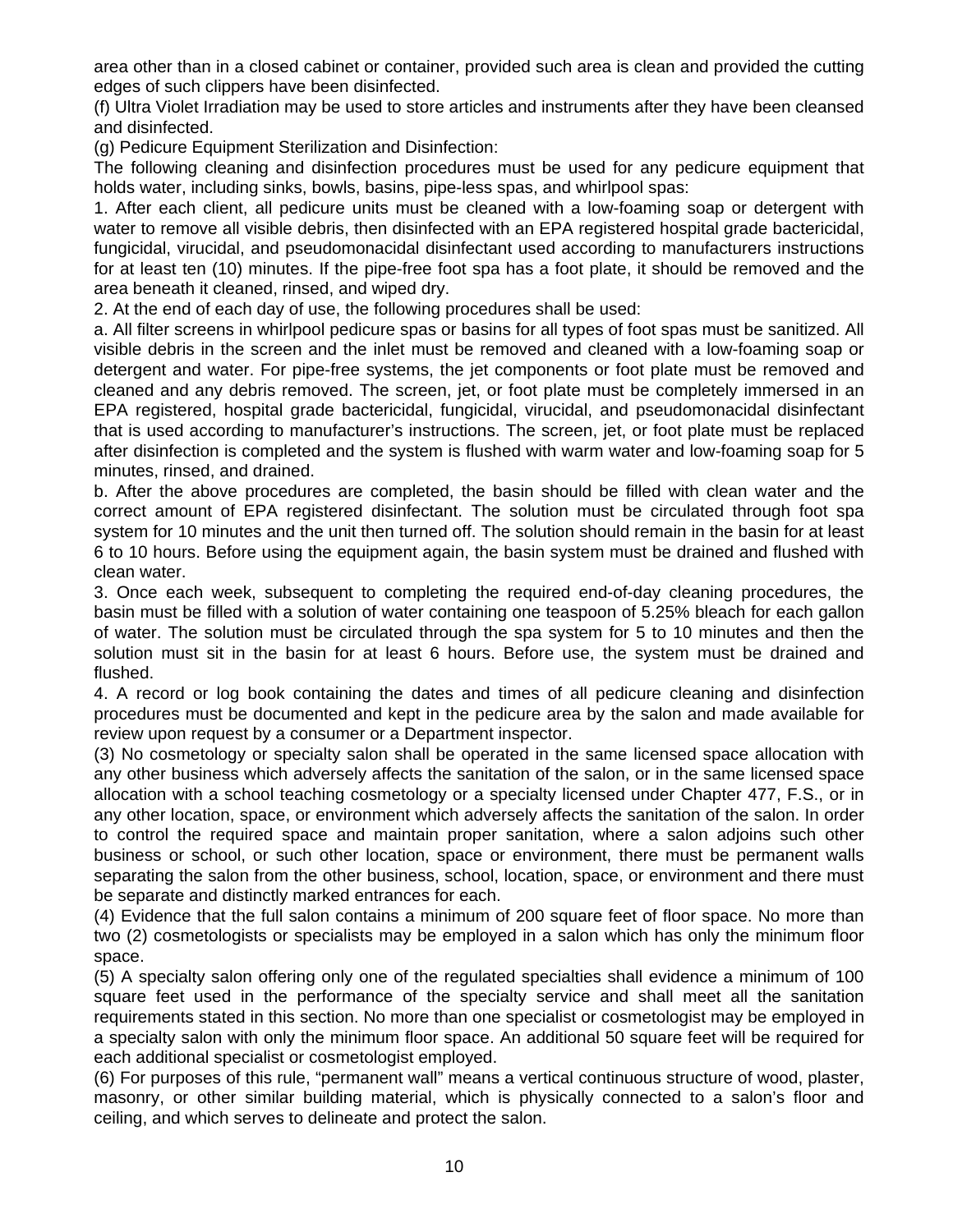area other than in a closed cabinet or container, provided such area is clean and provided the cutting edges of such clippers have been disinfected.

(f) Ultra Violet Irradiation may be used to store articles and instruments after they have been cleansed and disinfected.

(g) Pedicure Equipment Sterilization and Disinfection:

The following cleaning and disinfection procedures must be used for any pedicure equipment that holds water, including sinks, bowls, basins, pipe-less spas, and whirlpool spas:

1. After each client, all pedicure units must be cleaned with a low-foaming soap or detergent with water to remove all visible debris, then disinfected with an EPA registered hospital grade bactericidal, fungicidal, virucidal, and pseudomonacidal disinfectant used according to manufacturers instructions for at least ten (10) minutes. If the pipe-free foot spa has a foot plate, it should be removed and the area beneath it cleaned, rinsed, and wiped dry.

2. At the end of each day of use, the following procedures shall be used:

a. All filter screens in whirlpool pedicure spas or basins for all types of foot spas must be sanitized. All visible debris in the screen and the inlet must be removed and cleaned with a low-foaming soap or detergent and water. For pipe-free systems, the jet components or foot plate must be removed and cleaned and any debris removed. The screen, jet, or foot plate must be completely immersed in an EPA registered, hospital grade bactericidal, fungicidal, virucidal, and pseudomonacidal disinfectant that is used according to manufacturer's instructions. The screen, jet, or foot plate must be replaced after disinfection is completed and the system is flushed with warm water and low-foaming soap for 5 minutes, rinsed, and drained.

b. After the above procedures are completed, the basin should be filled with clean water and the correct amount of EPA registered disinfectant. The solution must be circulated through foot spa system for 10 minutes and the unit then turned off. The solution should remain in the basin for at least 6 to 10 hours. Before using the equipment again, the basin system must be drained and flushed with clean water.

3. Once each week, subsequent to completing the required end-of-day cleaning procedures, the basin must be filled with a solution of water containing one teaspoon of 5.25% bleach for each gallon of water. The solution must be circulated through the spa system for 5 to 10 minutes and then the solution must sit in the basin for at least 6 hours. Before use, the system must be drained and flushed.

4. A record or log book containing the dates and times of all pedicure cleaning and disinfection procedures must be documented and kept in the pedicure area by the salon and made available for review upon request by a consumer or a Department inspector.

(3) No cosmetology or specialty salon shall be operated in the same licensed space allocation with any other business which adversely affects the sanitation of the salon, or in the same licensed space allocation with a school teaching cosmetology or a specialty licensed under Chapter 477, F.S., or in any other location, space, or environment which adversely affects the sanitation of the salon. In order to control the required space and maintain proper sanitation, where a salon adjoins such other business or school, or such other location, space or environment, there must be permanent walls separating the salon from the other business, school, location, space, or environment and there must be separate and distinctly marked entrances for each.

(4) Evidence that the full salon contains a minimum of 200 square feet of floor space. No more than two (2) cosmetologists or specialists may be employed in a salon which has only the minimum floor space.

(5) A specialty salon offering only one of the regulated specialties shall evidence a minimum of 100 square feet used in the performance of the specialty service and shall meet all the sanitation requirements stated in this section. No more than one specialist or cosmetologist may be employed in a specialty salon with only the minimum floor space. An additional 50 square feet will be required for each additional specialist or cosmetologist employed.

(6) For purposes of this rule, "permanent wall" means a vertical continuous structure of wood, plaster, masonry, or other similar building material, which is physically connected to a salon's floor and ceiling, and which serves to delineate and protect the salon.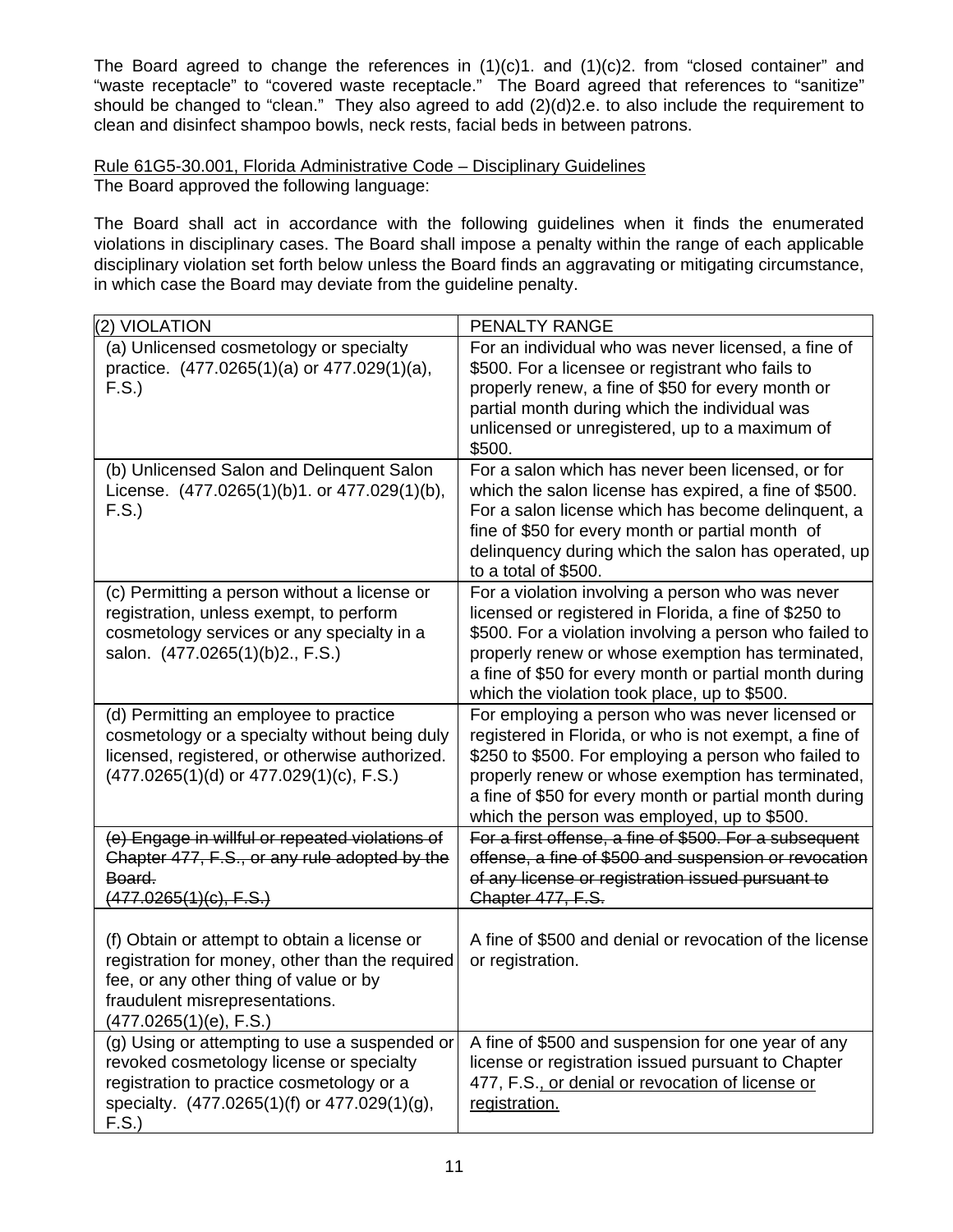The Board agreed to change the references in (1)(c)1. and (1)(c)2. from "closed container" and "waste receptacle" to "covered waste receptacle." The Board agreed that references to "sanitize" should be changed to "clean." They also agreed to add (2)(d)2.e. to also include the requirement to clean and disinfect shampoo bowls, neck rests, facial beds in between patrons.

<u>Rule 61G5-30.001, Florida Administrative Code – Disciplinary Guidelines</u>
The Board approved the following language:

The Board shall act in accordance with the following guidelines when it finds the enumerated violations in disciplinary cases. The Board shall impose a penalty within the range of each applicable disciplinary violation set forth below unless the Board finds an aggravating or mitigating circumstance, in which case the Board may deviate from the guideline penalty.

| (2) VIOLATION | PENALTY RANGE |
|---|---|
| (a) Unlicensed cosmetology or specialty practice. (477.0265(1)(a) or 477.029(1)(a), F.S.) | For an individual who was never licensed, a fine of $500. For a licensee or registrant who fails to properly renew, a fine of $50 for every month or partial month during which the individual was unlicensed or unregistered, up to a maximum of $500. |
| (b) Unlicensed Salon and Delinquent Salon License. (477.0265(1)(b)1. or 477.029(1)(b), F.S.) | For a salon which has never been licensed, or for which the salon license has expired, a fine of $500. For a salon license which has become delinquent, a fine of $50 for every month or partial month of delinquency during which the salon has operated, up to a total of $500. |
| (c) Permitting a person without a license or registration, unless exempt, to perform cosmetology services or any specialty in a salon. (477.0265(1)(b)2., F.S.) | For a violation involving a person who was never licensed or registered in Florida, a fine of $250 to $500. For a violation involving a person who failed to properly renew or whose exemption has terminated, a fine of $50 for every month or partial month during which the violation took place, up to $500. |
| (d) Permitting an employee to practice cosmetology or a specialty without being duly licensed, registered, or otherwise authorized. (477.0265(1)(d) or 477.029(1)(c), F.S.) | For employing a person who was never licensed or registered in Florida, or who is not exempt, a fine of $250 to $500. For employing a person who failed to properly renew or whose exemption has terminated, a fine of $50 for every month or partial month during which the person was employed, up to $500. |
| ~~(e) Engage in willful or repeated violations of Chapter 477, F.S., or any rule adopted by the Board. (477.0265(1)(c), F.S.)~~ | ~~For a first offense, a fine of $500. For a subsequent offense, a fine of $500 and suspension or revocation of any license or registration issued pursuant to Chapter 477, F.S.~~ |
| (f) Obtain or attempt to obtain a license or registration for money, other than the required fee, or any other thing of value or by fraudulent misrepresentations. (477.0265(1)(e), F.S.) | A fine of $500 and denial or revocation of the license or registration. |
| (g) Using or attempting to use a suspended or revoked cosmetology license or specialty registration to practice cosmetology or a specialty. (477.0265(1)(f) or 477.029(1)(g), F.S.) | A fine of $500 and suspension for one year of any license or registration issued pursuant to Chapter 477, F.S.<u>, or denial or revocation of license or registration.</u> |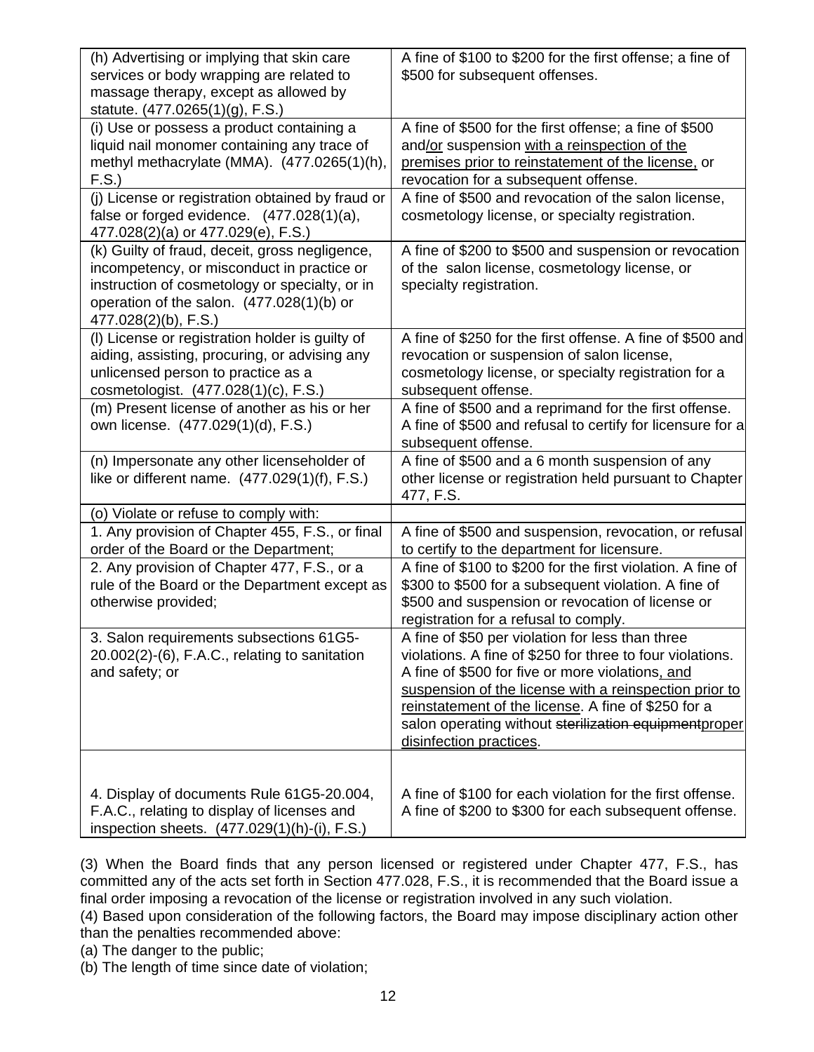| | |
|---|---|
| (h) Advertising or implying that skin care services or body wrapping are related to massage therapy, except as allowed by statute. (477.0265(1)(g), F.S.) | A fine of $100 to $200 for the first offense; a fine of $500 for subsequent offenses. |
| (i) Use or possess a product containing a liquid nail monomer containing any trace of methyl methacrylate (MMA). (477.0265(1)(h), F.S.) | A fine of $500 for the first offense; a fine of $500 and/or suspension with a reinspection of the premises prior to reinstatement of the license, or revocation for a subsequent offense. |
| (j) License or registration obtained by fraud or false or forged evidence. (477.028(1)(a), 477.028(2)(a) or 477.029(e), F.S.) | A fine of $500 and revocation of the salon license, cosmetology license, or specialty registration. |
| (k) Guilty of fraud, deceit, gross negligence, incompetency, or misconduct in practice or instruction of cosmetology or specialty, or in operation of the salon. (477.028(1)(b) or 477.028(2)(b), F.S.) | A fine of $200 to $500 and suspension or revocation of the salon license, cosmetology license, or specialty registration. |
| (l) License or registration holder is guilty of aiding, assisting, procuring, or advising any unlicensed person to practice as a cosmetologist. (477.028(1)(c), F.S.) | A fine of $250 for the first offense. A fine of $500 and revocation or suspension of salon license, cosmetology license, or specialty registration for a subsequent offense. |
| (m) Present license of another as his or her own license. (477.029(1)(d), F.S.) | A fine of $500 and a reprimand for the first offense. A fine of $500 and refusal to certify for licensure for a subsequent offense. |
| (n) Impersonate any other licenseholder of like or different name. (477.029(1)(f), F.S.) | A fine of $500 and a 6 month suspension of any other license or registration held pursuant to Chapter 477, F.S. |
| (o) Violate or refuse to comply with: | |
| 1. Any provision of Chapter 455, F.S., or final order of the Board or the Department; | A fine of $500 and suspension, revocation, or refusal to certify to the department for licensure. |
| 2. Any provision of Chapter 477, F.S., or a rule of the Board or the Department except as otherwise provided; | A fine of $100 to $200 for the first violation. A fine of $300 to $500 for a subsequent violation. A fine of $500 and suspension or revocation of license or registration for a refusal to comply. |
| 3. Salon requirements subsections 61G5-20.002(2)-(6), F.A.C., relating to sanitation and safety; or | A fine of $50 per violation for less than three violations. A fine of $250 for three to four violations. A fine of $500 for five or more violations, and suspension of the license with a reinspection prior to reinstatement of the license. A fine of $250 for a salon operating without ~~sterilization equipment~~proper disinfection practices. |
| 4. Display of documents Rule 61G5-20.004, F.A.C., relating to display of licenses and inspection sheets. (477.029(1)(h)-(i), F.S.) | A fine of $100 for each violation for the first offense. A fine of $200 to $300 for each subsequent offense. |

(3) When the Board finds that any person licensed or registered under Chapter 477, F.S., has committed any of the acts set forth in Section 477.028, F.S., it is recommended that the Board issue a final order imposing a revocation of the license or registration involved in any such violation.

(4) Based upon consideration of the following factors, the Board may impose disciplinary action other than the penalties recommended above:

(a) The danger to the public;

(b) The length of time since date of violation;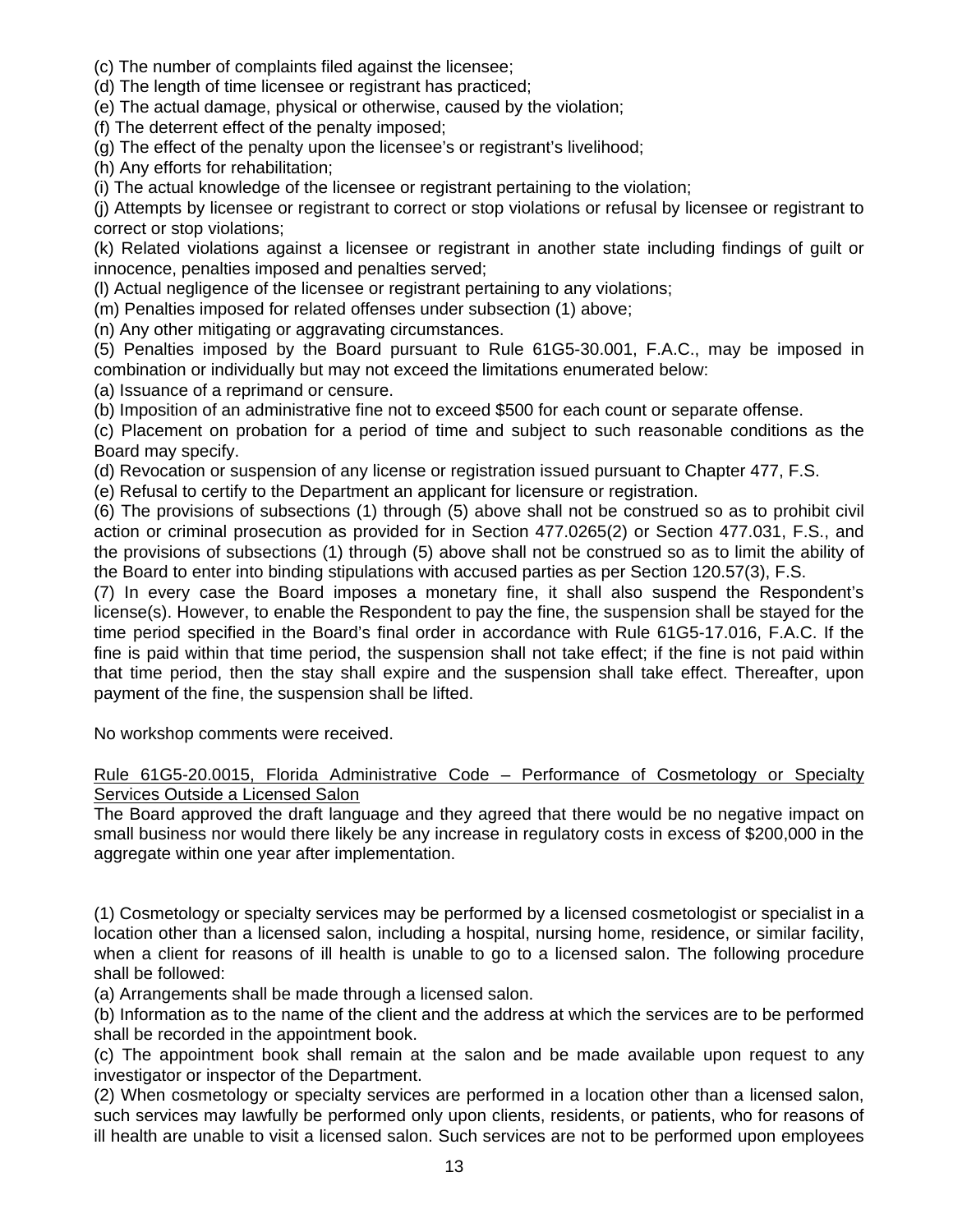(c) The number of complaints filed against the licensee;
(d) The length of time licensee or registrant has practiced;
(e) The actual damage, physical or otherwise, caused by the violation;
(f) The deterrent effect of the penalty imposed;
(g) The effect of the penalty upon the licensee's or registrant's livelihood;
(h) Any efforts for rehabilitation;
(i) The actual knowledge of the licensee or registrant pertaining to the violation;
(j) Attempts by licensee or registrant to correct or stop violations or refusal by licensee or registrant to correct or stop violations;
(k) Related violations against a licensee or registrant in another state including findings of guilt or innocence, penalties imposed and penalties served;
(l) Actual negligence of the licensee or registrant pertaining to any violations;
(m) Penalties imposed for related offenses under subsection (1) above;
(n) Any other mitigating or aggravating circumstances.
(5) Penalties imposed by the Board pursuant to Rule 61G5-30.001, F.A.C., may be imposed in combination or individually but may not exceed the limitations enumerated below:
(a) Issuance of a reprimand or censure.
(b) Imposition of an administrative fine not to exceed $500 for each count or separate offense.
(c) Placement on probation for a period of time and subject to such reasonable conditions as the Board may specify.
(d) Revocation or suspension of any license or registration issued pursuant to Chapter 477, F.S.
(e) Refusal to certify to the Department an applicant for licensure or registration.
(6) The provisions of subsections (1) through (5) above shall not be construed so as to prohibit civil action or criminal prosecution as provided for in Section 477.0265(2) or Section 477.031, F.S., and the provisions of subsections (1) through (5) above shall not be construed so as to limit the ability of the Board to enter into binding stipulations with accused parties as per Section 120.57(3), F.S.
(7) In every case the Board imposes a monetary fine, it shall also suspend the Respondent's license(s). However, to enable the Respondent to pay the fine, the suspension shall be stayed for the time period specified in the Board's final order in accordance with Rule 61G5-17.016, F.A.C. If the fine is paid within that time period, the suspension shall not take effect; if the fine is not paid within that time period, then the stay shall expire and the suspension shall take effect. Thereafter, upon payment of the fine, the suspension shall be lifted.

No workshop comments were received.

Rule 61G5-20.0015, Florida Administrative Code – Performance of Cosmetology or Specialty Services Outside a Licensed Salon
The Board approved the draft language and they agreed that there would be no negative impact on small business nor would there likely be any increase in regulatory costs in excess of $200,000 in the aggregate within one year after implementation.

(1) Cosmetology or specialty services may be performed by a licensed cosmetologist or specialist in a location other than a licensed salon, including a hospital, nursing home, residence, or similar facility, when a client for reasons of ill health is unable to go to a licensed salon. The following procedure shall be followed:
(a) Arrangements shall be made through a licensed salon.
(b) Information as to the name of the client and the address at which the services are to be performed shall be recorded in the appointment book.
(c) The appointment book shall remain at the salon and be made available upon request to any investigator or inspector of the Department.
(2) When cosmetology or specialty services are performed in a location other than a licensed salon, such services may lawfully be performed only upon clients, residents, or patients, who for reasons of ill health are unable to visit a licensed salon. Such services are not to be performed upon employees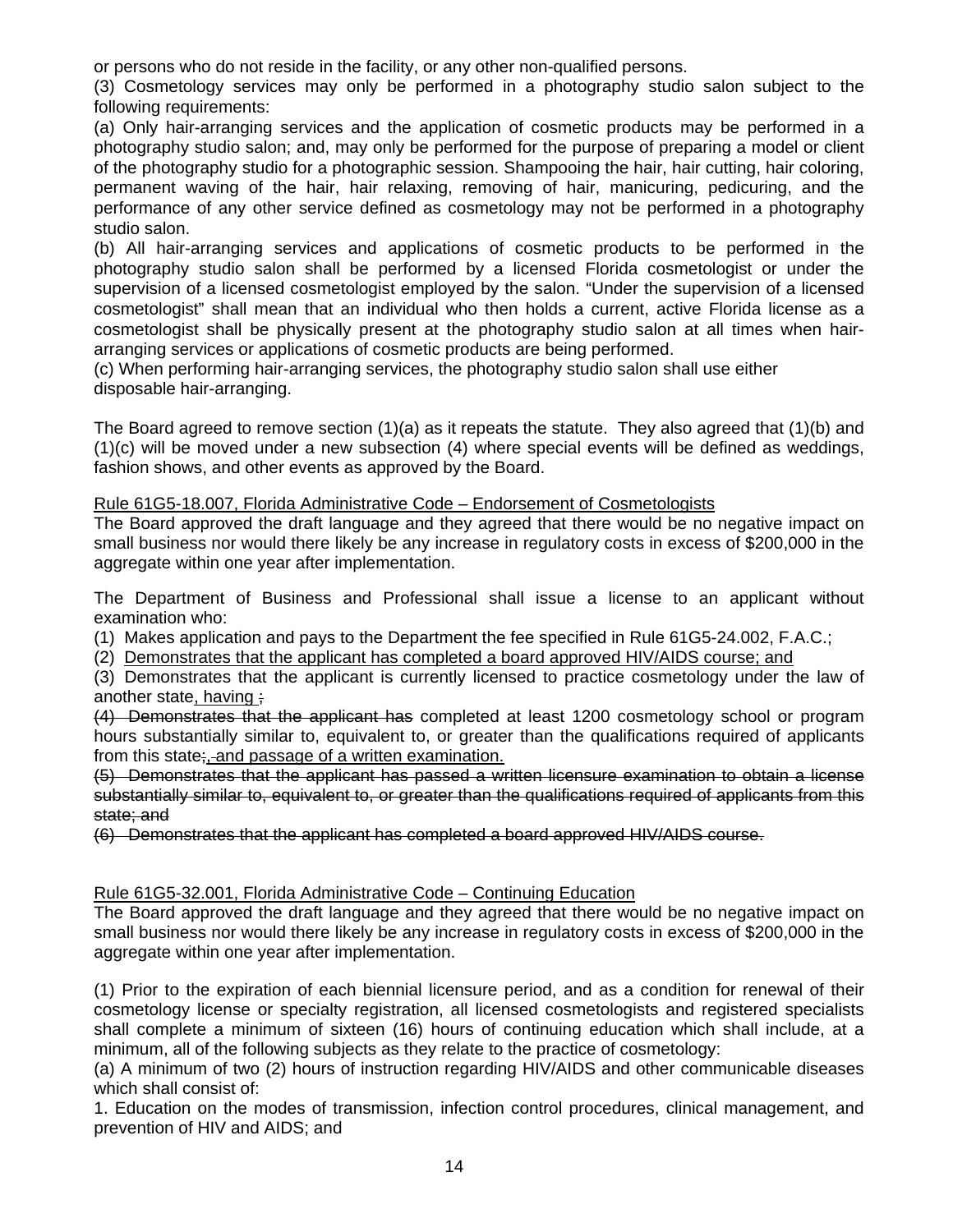or persons who do not reside in the facility, or any other non-qualified persons.

(3) Cosmetology services may only be performed in a photography studio salon subject to the following requirements:

(a) Only hair-arranging services and the application of cosmetic products may be performed in a photography studio salon; and, may only be performed for the purpose of preparing a model or client of the photography studio for a photographic session. Shampooing the hair, hair cutting, hair coloring, permanent waving of the hair, hair relaxing, removing of hair, manicuring, pedicuring, and the performance of any other service defined as cosmetology may not be performed in a photography studio salon.

(b) All hair-arranging services and applications of cosmetic products to be performed in the photography studio salon shall be performed by a licensed Florida cosmetologist or under the supervision of a licensed cosmetologist employed by the salon. "Under the supervision of a licensed cosmetologist" shall mean that an individual who then holds a current, active Florida license as a cosmetologist shall be physically present at the photography studio salon at all times when hair-arranging services or applications of cosmetic products are being performed.

(c) When performing hair-arranging services, the photography studio salon shall use either disposable hair-arranging.

The Board agreed to remove section (1)(a) as it repeats the statute. They also agreed that (1)(b) and (1)(c) will be moved under a new subsection (4) where special events will be defined as weddings, fashion shows, and other events as approved by the Board.

<u>Rule 61G5-18.007, Florida Administrative Code – Endorsement of Cosmetologists</u>

The Board approved the draft language and they agreed that there would be no negative impact on small business nor would there likely be any increase in regulatory costs in excess of $200,000 in the aggregate within one year after implementation.

The Department of Business and Professional shall issue a license to an applicant without examination who:

(1) Makes application and pays to the Department the fee specified in Rule 61G5-24.002, F.A.C.;

(2) <u>Demonstrates that the applicant has completed a board approved HIV/AIDS course; and</u>

(3) Demonstrates that the applicant is currently licensed to practice cosmetology under the law of another state<u>, having</u> ~~;~~

~~(4) Demonstrates that the applicant has~~ completed at least 1200 cosmetology school or program hours substantially similar to, equivalent to, or greater than the qualifications required of applicants from this state~~;~~<u>, and passage of a written examination.</u>

~~(5) Demonstrates that the applicant has passed a written licensure examination to obtain a license substantially similar to, equivalent to, or greater than the qualifications required of applicants from this state; and~~

~~(6) Demonstrates that the applicant has completed a board approved HIV/AIDS course.~~

<u>Rule 61G5-32.001, Florida Administrative Code – Continuing Education</u>

The Board approved the draft language and they agreed that there would be no negative impact on small business nor would there likely be any increase in regulatory costs in excess of $200,000 in the aggregate within one year after implementation.

(1) Prior to the expiration of each biennial licensure period, and as a condition for renewal of their cosmetology license or specialty registration, all licensed cosmetologists and registered specialists shall complete a minimum of sixteen (16) hours of continuing education which shall include, at a minimum, all of the following subjects as they relate to the practice of cosmetology:

(a) A minimum of two (2) hours of instruction regarding HIV/AIDS and other communicable diseases which shall consist of:

1. Education on the modes of transmission, infection control procedures, clinical management, and prevention of HIV and AIDS; and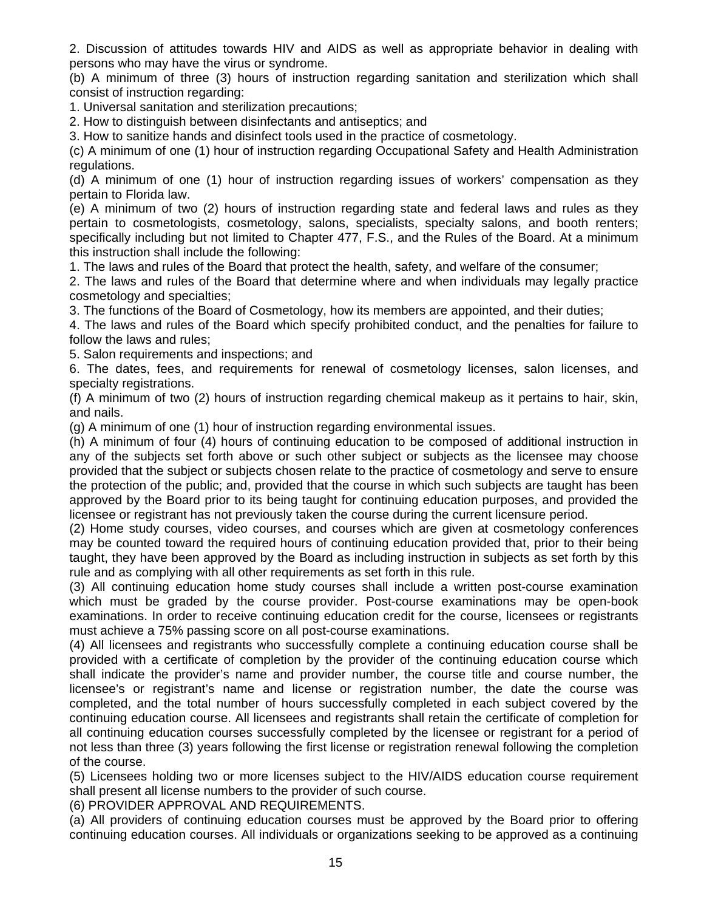2. Discussion of attitudes towards HIV and AIDS as well as appropriate behavior in dealing with persons who may have the virus or syndrome.

(b) A minimum of three (3) hours of instruction regarding sanitation and sterilization which shall consist of instruction regarding:

1. Universal sanitation and sterilization precautions;

2. How to distinguish between disinfectants and antiseptics; and

3. How to sanitize hands and disinfect tools used in the practice of cosmetology.

(c) A minimum of one (1) hour of instruction regarding Occupational Safety and Health Administration regulations.

(d) A minimum of one (1) hour of instruction regarding issues of workers' compensation as they pertain to Florida law.

(e) A minimum of two (2) hours of instruction regarding state and federal laws and rules as they pertain to cosmetologists, cosmetology, salons, specialists, specialty salons, and booth renters; specifically including but not limited to Chapter 477, F.S., and the Rules of the Board. At a minimum this instruction shall include the following:

1. The laws and rules of the Board that protect the health, safety, and welfare of the consumer;

2. The laws and rules of the Board that determine where and when individuals may legally practice cosmetology and specialties;

3. The functions of the Board of Cosmetology, how its members are appointed, and their duties;

4. The laws and rules of the Board which specify prohibited conduct, and the penalties for failure to follow the laws and rules;

5. Salon requirements and inspections; and

6. The dates, fees, and requirements for renewal of cosmetology licenses, salon licenses, and specialty registrations.

(f) A minimum of two (2) hours of instruction regarding chemical makeup as it pertains to hair, skin, and nails.

(g) A minimum of one (1) hour of instruction regarding environmental issues.

(h) A minimum of four (4) hours of continuing education to be composed of additional instruction in any of the subjects set forth above or such other subject or subjects as the licensee may choose provided that the subject or subjects chosen relate to the practice of cosmetology and serve to ensure the protection of the public; and, provided that the course in which such subjects are taught has been approved by the Board prior to its being taught for continuing education purposes, and provided the licensee or registrant has not previously taken the course during the current licensure period.

(2) Home study courses, video courses, and courses which are given at cosmetology conferences may be counted toward the required hours of continuing education provided that, prior to their being taught, they have been approved by the Board as including instruction in subjects as set forth by this rule and as complying with all other requirements as set forth in this rule.

(3) All continuing education home study courses shall include a written post-course examination which must be graded by the course provider. Post-course examinations may be open-book examinations. In order to receive continuing education credit for the course, licensees or registrants must achieve a 75% passing score on all post-course examinations.

(4) All licensees and registrants who successfully complete a continuing education course shall be provided with a certificate of completion by the provider of the continuing education course which shall indicate the provider's name and provider number, the course title and course number, the licensee's or registrant's name and license or registration number, the date the course was completed, and the total number of hours successfully completed in each subject covered by the continuing education course. All licensees and registrants shall retain the certificate of completion for all continuing education courses successfully completed by the licensee or registrant for a period of not less than three (3) years following the first license or registration renewal following the completion of the course.

(5) Licensees holding two or more licenses subject to the HIV/AIDS education course requirement shall present all license numbers to the provider of such course.

(6) PROVIDER APPROVAL AND REQUIREMENTS.

(a) All providers of continuing education courses must be approved by the Board prior to offering continuing education courses. All individuals or organizations seeking to be approved as a continuing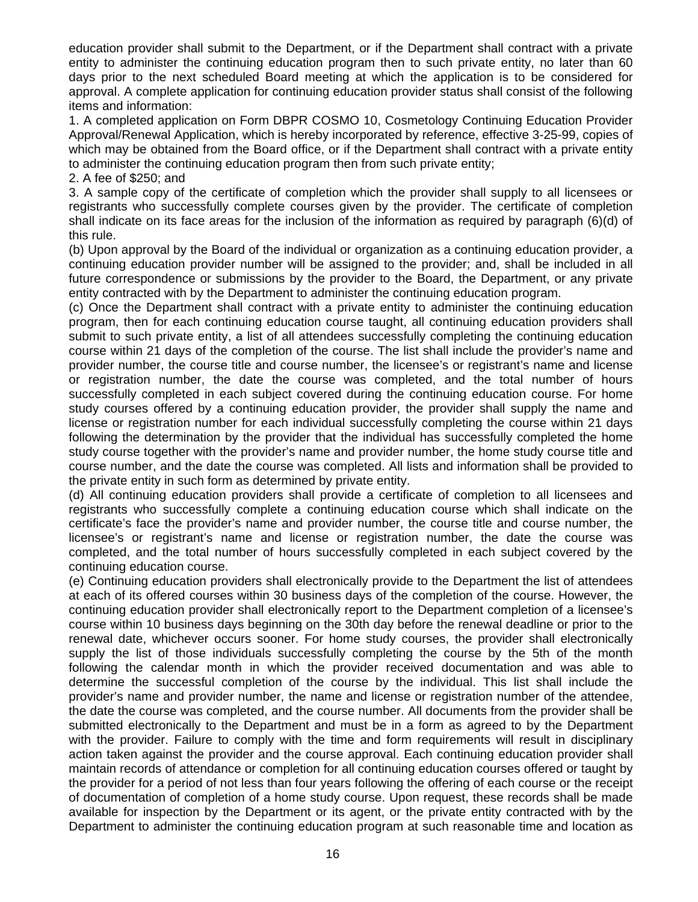education provider shall submit to the Department, or if the Department shall contract with a private entity to administer the continuing education program then to such private entity, no later than 60 days prior to the next scheduled Board meeting at which the application is to be considered for approval. A complete application for continuing education provider status shall consist of the following items and information:

1. A completed application on Form DBPR COSMO 10, Cosmetology Continuing Education Provider Approval/Renewal Application, which is hereby incorporated by reference, effective 3-25-99, copies of which may be obtained from the Board office, or if the Department shall contract with a private entity to administer the continuing education program then from such private entity;

2. A fee of $250; and

3. A sample copy of the certificate of completion which the provider shall supply to all licensees or registrants who successfully complete courses given by the provider. The certificate of completion shall indicate on its face areas for the inclusion of the information as required by paragraph (6)(d) of this rule.

(b) Upon approval by the Board of the individual or organization as a continuing education provider, a continuing education provider number will be assigned to the provider; and, shall be included in all future correspondence or submissions by the provider to the Board, the Department, or any private entity contracted with by the Department to administer the continuing education program.

(c) Once the Department shall contract with a private entity to administer the continuing education program, then for each continuing education course taught, all continuing education providers shall submit to such private entity, a list of all attendees successfully completing the continuing education course within 21 days of the completion of the course. The list shall include the provider's name and provider number, the course title and course number, the licensee's or registrant's name and license or registration number, the date the course was completed, and the total number of hours successfully completed in each subject covered during the continuing education course. For home study courses offered by a continuing education provider, the provider shall supply the name and license or registration number for each individual successfully completing the course within 21 days following the determination by the provider that the individual has successfully completed the home study course together with the provider's name and provider number, the home study course title and course number, and the date the course was completed. All lists and information shall be provided to the private entity in such form as determined by private entity.

(d) All continuing education providers shall provide a certificate of completion to all licensees and registrants who successfully complete a continuing education course which shall indicate on the certificate's face the provider's name and provider number, the course title and course number, the licensee's or registrant's name and license or registration number, the date the course was completed, and the total number of hours successfully completed in each subject covered by the continuing education course.

(e) Continuing education providers shall electronically provide to the Department the list of attendees at each of its offered courses within 30 business days of the completion of the course. However, the continuing education provider shall electronically report to the Department completion of a licensee's course within 10 business days beginning on the 30th day before the renewal deadline or prior to the renewal date, whichever occurs sooner. For home study courses, the provider shall electronically supply the list of those individuals successfully completing the course by the 5th of the month following the calendar month in which the provider received documentation and was able to determine the successful completion of the course by the individual. This list shall include the provider's name and provider number, the name and license or registration number of the attendee, the date the course was completed, and the course number. All documents from the provider shall be submitted electronically to the Department and must be in a form as agreed to by the Department with the provider. Failure to comply with the time and form requirements will result in disciplinary action taken against the provider and the course approval. Each continuing education provider shall maintain records of attendance or completion for all continuing education courses offered or taught by the provider for a period of not less than four years following the offering of each course or the receipt of documentation of completion of a home study course. Upon request, these records shall be made available for inspection by the Department or its agent, or the private entity contracted with by the Department to administer the continuing education program at such reasonable time and location as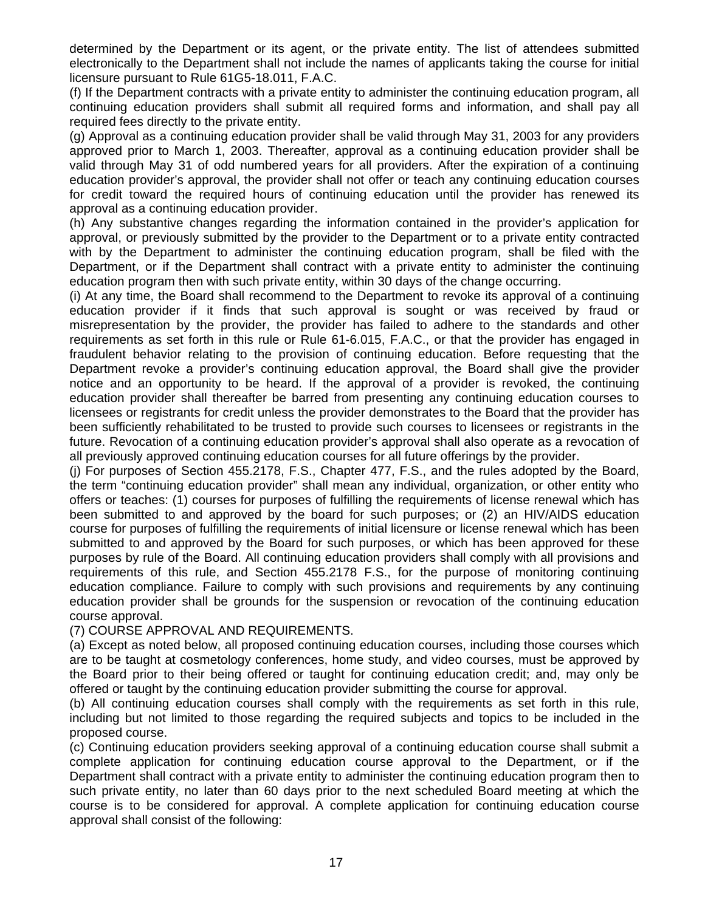determined by the Department or its agent, or the private entity. The list of attendees submitted electronically to the Department shall not include the names of applicants taking the course for initial licensure pursuant to Rule 61G5-18.011, F.A.C.

(f) If the Department contracts with a private entity to administer the continuing education program, all continuing education providers shall submit all required forms and information, and shall pay all required fees directly to the private entity.

(g) Approval as a continuing education provider shall be valid through May 31, 2003 for any providers approved prior to March 1, 2003. Thereafter, approval as a continuing education provider shall be valid through May 31 of odd numbered years for all providers. After the expiration of a continuing education provider's approval, the provider shall not offer or teach any continuing education courses for credit toward the required hours of continuing education until the provider has renewed its approval as a continuing education provider.

(h) Any substantive changes regarding the information contained in the provider's application for approval, or previously submitted by the provider to the Department or to a private entity contracted with by the Department to administer the continuing education program, shall be filed with the Department, or if the Department shall contract with a private entity to administer the continuing education program then with such private entity, within 30 days of the change occurring.

(i) At any time, the Board shall recommend to the Department to revoke its approval of a continuing education provider if it finds that such approval is sought or was received by fraud or misrepresentation by the provider, the provider has failed to adhere to the standards and other requirements as set forth in this rule or Rule 61-6.015, F.A.C., or that the provider has engaged in fraudulent behavior relating to the provision of continuing education. Before requesting that the Department revoke a provider's continuing education approval, the Board shall give the provider notice and an opportunity to be heard. If the approval of a provider is revoked, the continuing education provider shall thereafter be barred from presenting any continuing education courses to licensees or registrants for credit unless the provider demonstrates to the Board that the provider has been sufficiently rehabilitated to be trusted to provide such courses to licensees or registrants in the future. Revocation of a continuing education provider's approval shall also operate as a revocation of all previously approved continuing education courses for all future offerings by the provider.

(j) For purposes of Section 455.2178, F.S., Chapter 477, F.S., and the rules adopted by the Board, the term "continuing education provider" shall mean any individual, organization, or other entity who offers or teaches: (1) courses for purposes of fulfilling the requirements of license renewal which has been submitted to and approved by the board for such purposes; or (2) an HIV/AIDS education course for purposes of fulfilling the requirements of initial licensure or license renewal which has been submitted to and approved by the Board for such purposes, or which has been approved for these purposes by rule of the Board. All continuing education providers shall comply with all provisions and requirements of this rule, and Section 455.2178 F.S., for the purpose of monitoring continuing education compliance. Failure to comply with such provisions and requirements by any continuing education provider shall be grounds for the suspension or revocation of the continuing education course approval.

(7) COURSE APPROVAL AND REQUIREMENTS.

(a) Except as noted below, all proposed continuing education courses, including those courses which are to be taught at cosmetology conferences, home study, and video courses, must be approved by the Board prior to their being offered or taught for continuing education credit; and, may only be offered or taught by the continuing education provider submitting the course for approval.

(b) All continuing education courses shall comply with the requirements as set forth in this rule, including but not limited to those regarding the required subjects and topics to be included in the proposed course.

(c) Continuing education providers seeking approval of a continuing education course shall submit a complete application for continuing education course approval to the Department, or if the Department shall contract with a private entity to administer the continuing education program then to such private entity, no later than 60 days prior to the next scheduled Board meeting at which the course is to be considered for approval. A complete application for continuing education course approval shall consist of the following: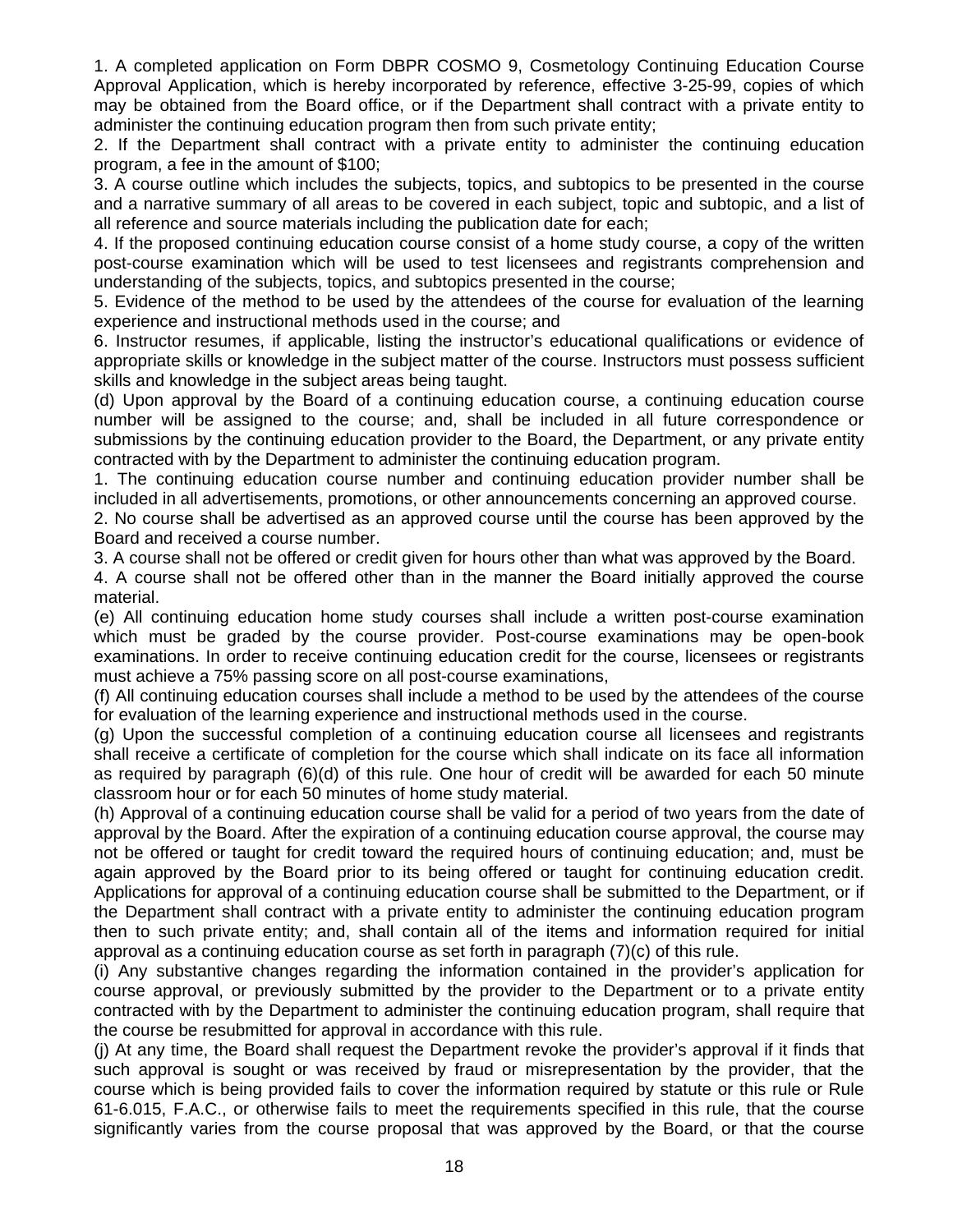1. A completed application on Form DBPR COSMO 9, Cosmetology Continuing Education Course Approval Application, which is hereby incorporated by reference, effective 3-25-99, copies of which may be obtained from the Board office, or if the Department shall contract with a private entity to administer the continuing education program then from such private entity;

2. If the Department shall contract with a private entity to administer the continuing education program, a fee in the amount of $100;

3. A course outline which includes the subjects, topics, and subtopics to be presented in the course and a narrative summary of all areas to be covered in each subject, topic and subtopic, and a list of all reference and source materials including the publication date for each;

4. If the proposed continuing education course consist of a home study course, a copy of the written post-course examination which will be used to test licensees and registrants comprehension and understanding of the subjects, topics, and subtopics presented in the course;

5. Evidence of the method to be used by the attendees of the course for evaluation of the learning experience and instructional methods used in the course; and

6. Instructor resumes, if applicable, listing the instructor's educational qualifications or evidence of appropriate skills or knowledge in the subject matter of the course. Instructors must possess sufficient skills and knowledge in the subject areas being taught.

(d) Upon approval by the Board of a continuing education course, a continuing education course number will be assigned to the course; and, shall be included in all future correspondence or submissions by the continuing education provider to the Board, the Department, or any private entity contracted with by the Department to administer the continuing education program.

1. The continuing education course number and continuing education provider number shall be included in all advertisements, promotions, or other announcements concerning an approved course.

2. No course shall be advertised as an approved course until the course has been approved by the Board and received a course number.

3. A course shall not be offered or credit given for hours other than what was approved by the Board.

4. A course shall not be offered other than in the manner the Board initially approved the course material.

(e) All continuing education home study courses shall include a written post-course examination which must be graded by the course provider. Post-course examinations may be open-book examinations. In order to receive continuing education credit for the course, licensees or registrants must achieve a 75% passing score on all post-course examinations,

(f) All continuing education courses shall include a method to be used by the attendees of the course for evaluation of the learning experience and instructional methods used in the course.

(g) Upon the successful completion of a continuing education course all licensees and registrants shall receive a certificate of completion for the course which shall indicate on its face all information as required by paragraph (6)(d) of this rule. One hour of credit will be awarded for each 50 minute classroom hour or for each 50 minutes of home study material.

(h) Approval of a continuing education course shall be valid for a period of two years from the date of approval by the Board. After the expiration of a continuing education course approval, the course may not be offered or taught for credit toward the required hours of continuing education; and, must be again approved by the Board prior to its being offered or taught for continuing education credit. Applications for approval of a continuing education course shall be submitted to the Department, or if the Department shall contract with a private entity to administer the continuing education program then to such private entity; and, shall contain all of the items and information required for initial approval as a continuing education course as set forth in paragraph (7)(c) of this rule.

(i) Any substantive changes regarding the information contained in the provider's application for course approval, or previously submitted by the provider to the Department or to a private entity contracted with by the Department to administer the continuing education program, shall require that the course be resubmitted for approval in accordance with this rule.

(j) At any time, the Board shall request the Department revoke the provider's approval if it finds that such approval is sought or was received by fraud or misrepresentation by the provider, that the course which is being provided fails to cover the information required by statute or this rule or Rule 61-6.015, F.A.C., or otherwise fails to meet the requirements specified in this rule, that the course significantly varies from the course proposal that was approved by the Board, or that the course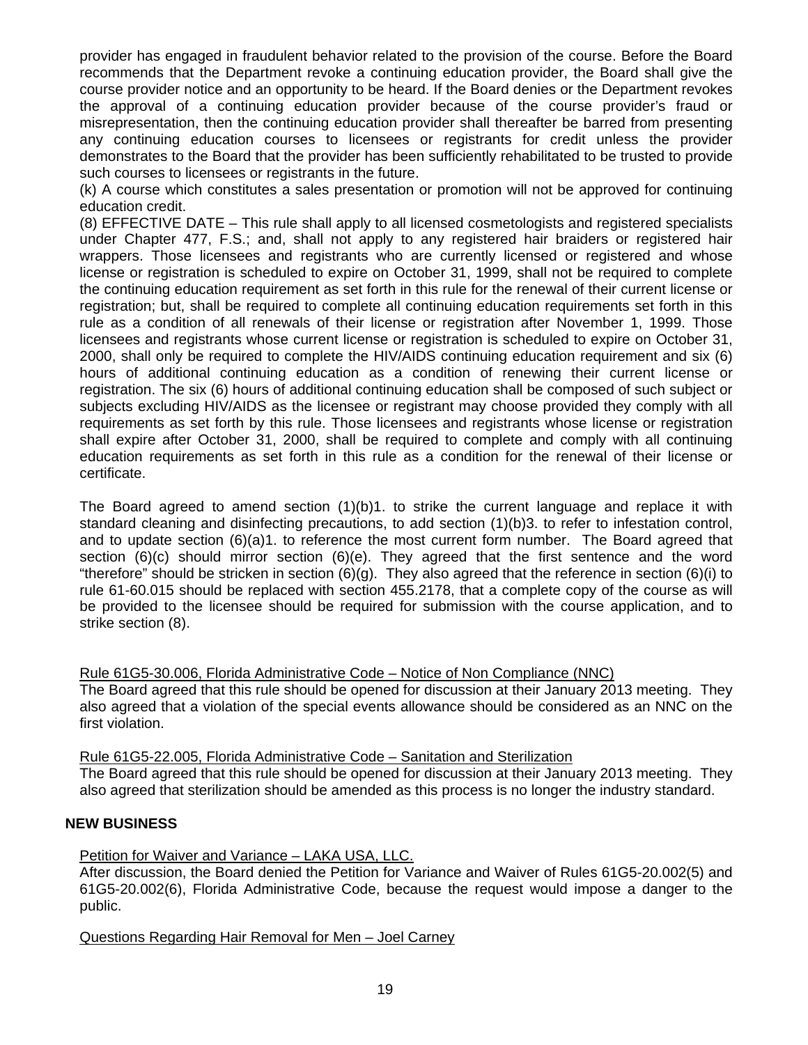provider has engaged in fraudulent behavior related to the provision of the course. Before the Board recommends that the Department revoke a continuing education provider, the Board shall give the course provider notice and an opportunity to be heard. If the Board denies or the Department revokes the approval of a continuing education provider because of the course provider's fraud or misrepresentation, then the continuing education provider shall thereafter be barred from presenting any continuing education courses to licensees or registrants for credit unless the provider demonstrates to the Board that the provider has been sufficiently rehabilitated to be trusted to provide such courses to licensees or registrants in the future.

(k) A course which constitutes a sales presentation or promotion will not be approved for continuing education credit.

(8) EFFECTIVE DATE – This rule shall apply to all licensed cosmetologists and registered specialists under Chapter 477, F.S.; and, shall not apply to any registered hair braiders or registered hair wrappers. Those licensees and registrants who are currently licensed or registered and whose license or registration is scheduled to expire on October 31, 1999, shall not be required to complete the continuing education requirement as set forth in this rule for the renewal of their current license or registration; but, shall be required to complete all continuing education requirements set forth in this rule as a condition of all renewals of their license or registration after November 1, 1999. Those licensees and registrants whose current license or registration is scheduled to expire on October 31, 2000, shall only be required to complete the HIV/AIDS continuing education requirement and six (6) hours of additional continuing education as a condition of renewing their current license or registration. The six (6) hours of additional continuing education shall be composed of such subject or subjects excluding HIV/AIDS as the licensee or registrant may choose provided they comply with all requirements as set forth by this rule. Those licensees and registrants whose license or registration shall expire after October 31, 2000, shall be required to complete and comply with all continuing education requirements as set forth in this rule as a condition for the renewal of their license or certificate.

The Board agreed to amend section (1)(b)1. to strike the current language and replace it with standard cleaning and disinfecting precautions, to add section (1)(b)3. to refer to infestation control, and to update section (6)(a)1. to reference the most current form number. The Board agreed that section (6)(c) should mirror section (6)(e). They agreed that the first sentence and the word "therefore" should be stricken in section (6)(g). They also agreed that the reference in section (6)(i) to rule 61-60.015 should be replaced with section 455.2178, that a complete copy of the course as will be provided to the licensee should be required for submission with the course application, and to strike section (8).

Rule 61G5-30.006, Florida Administrative Code – Notice of Non Compliance (NNC)

The Board agreed that this rule should be opened for discussion at their January 2013 meeting. They also agreed that a violation of the special events allowance should be considered as an NNC on the first violation.

Rule 61G5-22.005, Florida Administrative Code – Sanitation and Sterilization

The Board agreed that this rule should be opened for discussion at their January 2013 meeting. They also agreed that sterilization should be amended as this process is no longer the industry standard.

## NEW BUSINESS

Petition for Waiver and Variance – LAKA USA, LLC.

After discussion, the Board denied the Petition for Variance and Waiver of Rules 61G5-20.002(5) and 61G5-20.002(6), Florida Administrative Code, because the request would impose a danger to the public.

Questions Regarding Hair Removal for Men – Joel Carney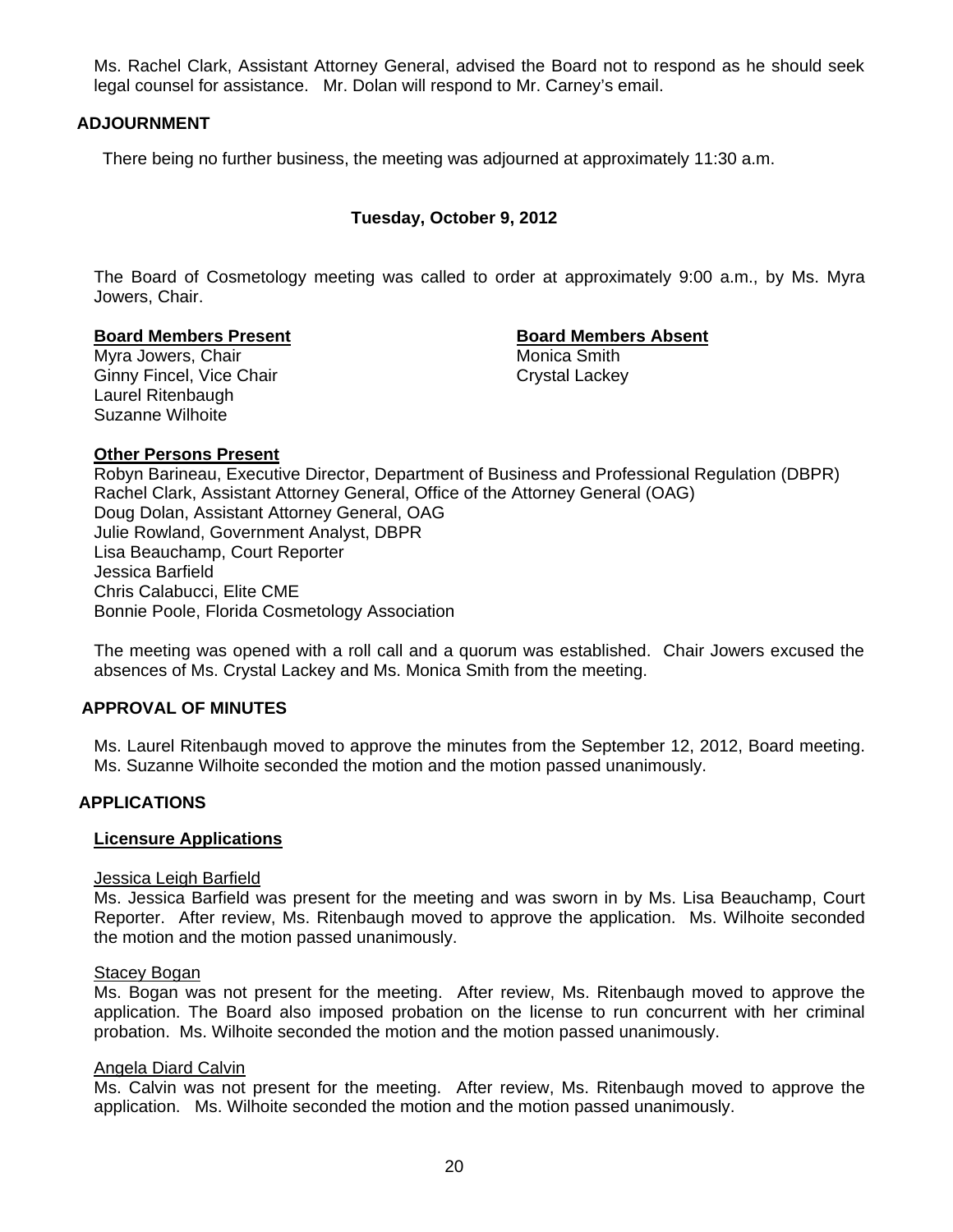Ms. Rachel Clark, Assistant Attorney General, advised the Board not to respond as he should seek legal counsel for assistance. Mr. Dolan will respond to Mr. Carney's email.

## ADJOURNMENT

There being no further business, the meeting was adjourned at approximately 11:30 a.m.

### Tuesday, October 9, 2012

The Board of Cosmetology meeting was called to order at approximately 9:00 a.m., by Ms. Myra Jowers, Chair.

**Board Members Present**

Myra Jowers, Chair
Ginny Fincel, Vice Chair
Laurel Ritenbaugh
Suzanne Wilhoite

**Board Members Absent**

Monica Smith
Crystal Lackey

**Other Persons Present**

Robyn Barineau, Executive Director, Department of Business and Professional Regulation (DBPR)
Rachel Clark, Assistant Attorney General, Office of the Attorney General (OAG)
Doug Dolan, Assistant Attorney General, OAG
Julie Rowland, Government Analyst, DBPR
Lisa Beauchamp, Court Reporter
Jessica Barfield
Chris Calabucci, Elite CME
Bonnie Poole, Florida Cosmetology Association

The meeting was opened with a roll call and a quorum was established. Chair Jowers excused the absences of Ms. Crystal Lackey and Ms. Monica Smith from the meeting.

## APPROVAL OF MINUTES

Ms. Laurel Ritenbaugh moved to approve the minutes from the September 12, 2012, Board meeting. Ms. Suzanne Wilhoite seconded the motion and the motion passed unanimously.

## APPLICATIONS

**Licensure Applications**

Jessica Leigh Barfield

Ms. Jessica Barfield was present for the meeting and was sworn in by Ms. Lisa Beauchamp, Court Reporter. After review, Ms. Ritenbaugh moved to approve the application. Ms. Wilhoite seconded the motion and the motion passed unanimously.

Stacey Bogan

Ms. Bogan was not present for the meeting. After review, Ms. Ritenbaugh moved to approve the application. The Board also imposed probation on the license to run concurrent with her criminal probation. Ms. Wilhoite seconded the motion and the motion passed unanimously.

Angela Diard Calvin

Ms. Calvin was not present for the meeting. After review, Ms. Ritenbaugh moved to approve the application. Ms. Wilhoite seconded the motion and the motion passed unanimously.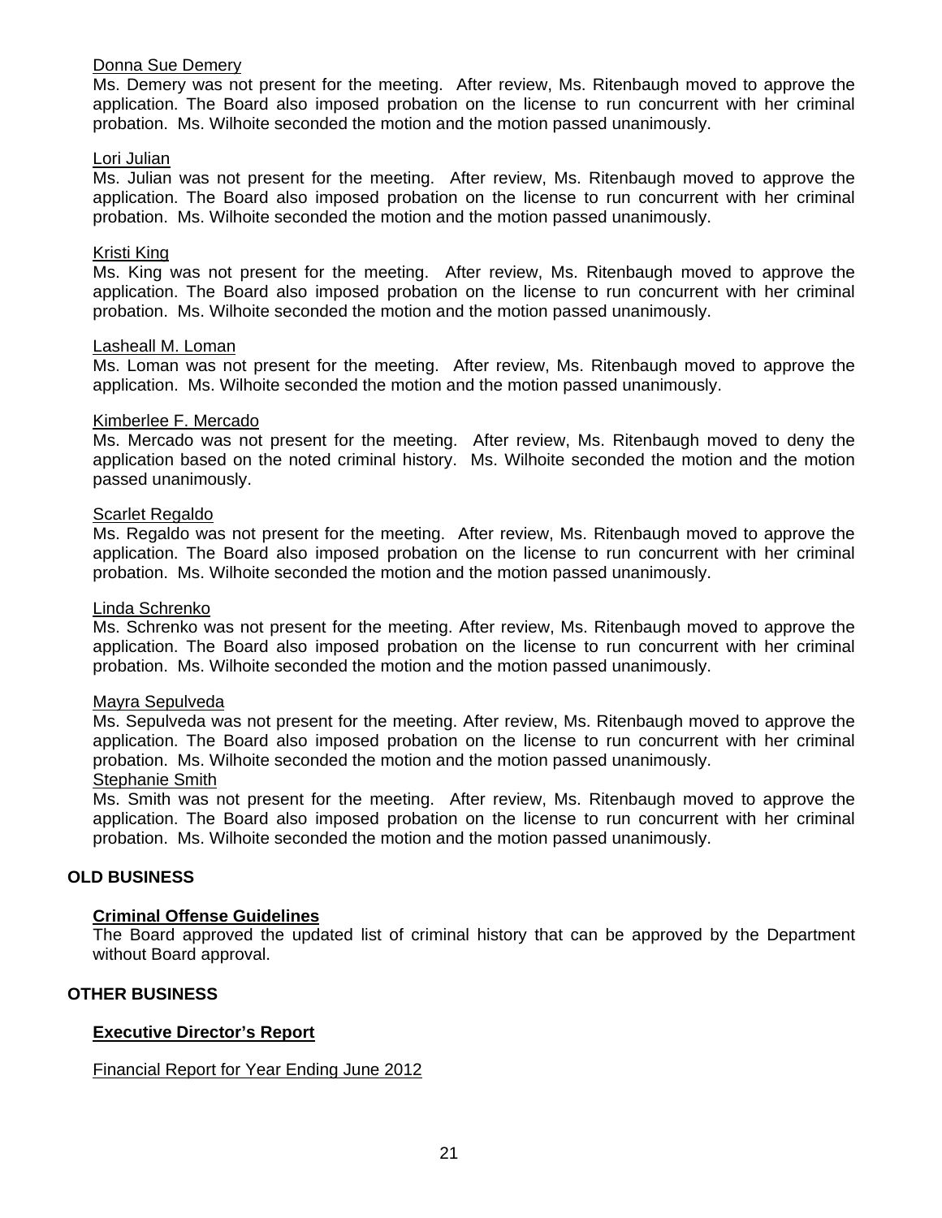Donna Sue Demery

Ms. Demery was not present for the meeting. After review, Ms. Ritenbaugh moved to approve the application. The Board also imposed probation on the license to run concurrent with her criminal probation. Ms. Wilhoite seconded the motion and the motion passed unanimously.

Lori Julian

Ms. Julian was not present for the meeting. After review, Ms. Ritenbaugh moved to approve the application. The Board also imposed probation on the license to run concurrent with her criminal probation. Ms. Wilhoite seconded the motion and the motion passed unanimously.

Kristi King

Ms. King was not present for the meeting. After review, Ms. Ritenbaugh moved to approve the application. The Board also imposed probation on the license to run concurrent with her criminal probation. Ms. Wilhoite seconded the motion and the motion passed unanimously.

Lasheall M. Loman

Ms. Loman was not present for the meeting. After review, Ms. Ritenbaugh moved to approve the application. Ms. Wilhoite seconded the motion and the motion passed unanimously.

Kimberlee F. Mercado

Ms. Mercado was not present for the meeting. After review, Ms. Ritenbaugh moved to deny the application based on the noted criminal history. Ms. Wilhoite seconded the motion and the motion passed unanimously.

Scarlet Regaldo

Ms. Regaldo was not present for the meeting. After review, Ms. Ritenbaugh moved to approve the application. The Board also imposed probation on the license to run concurrent with her criminal probation. Ms. Wilhoite seconded the motion and the motion passed unanimously.

Linda Schrenko

Ms. Schrenko was not present for the meeting. After review, Ms. Ritenbaugh moved to approve the application. The Board also imposed probation on the license to run concurrent with her criminal probation. Ms. Wilhoite seconded the motion and the motion passed unanimously.

Mayra Sepulveda

Ms. Sepulveda was not present for the meeting. After review, Ms. Ritenbaugh moved to approve the application. The Board also imposed probation on the license to run concurrent with her criminal probation. Ms. Wilhoite seconded the motion and the motion passed unanimously.

Stephanie Smith

Ms. Smith was not present for the meeting. After review, Ms. Ritenbaugh moved to approve the application. The Board also imposed probation on the license to run concurrent with her criminal probation. Ms. Wilhoite seconded the motion and the motion passed unanimously.

## OLD BUSINESS

**Criminal Offense Guidelines**

The Board approved the updated list of criminal history that can be approved by the Department without Board approval.

## OTHER BUSINESS

**Executive Director's Report**

Financial Report for Year Ending June 2012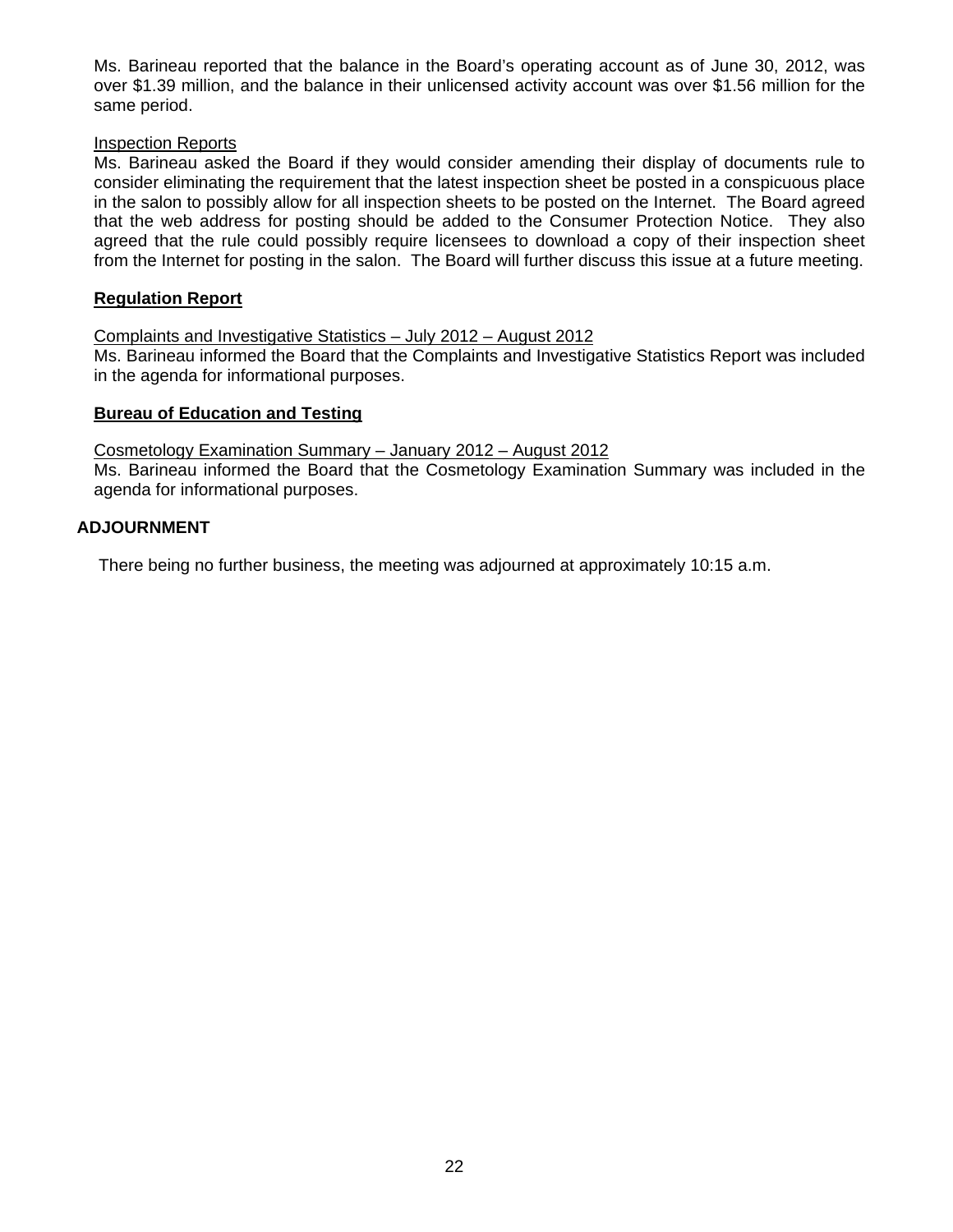Ms. Barineau reported that the balance in the Board's operating account as of June 30, 2012, was over $1.39 million, and the balance in their unlicensed activity account was over $1.56 million for the same period.

Inspection Reports

Ms. Barineau asked the Board if they would consider amending their display of documents rule to consider eliminating the requirement that the latest inspection sheet be posted in a conspicuous place in the salon to possibly allow for all inspection sheets to be posted on the Internet. The Board agreed that the web address for posting should be added to the Consumer Protection Notice. They also agreed that the rule could possibly require licensees to download a copy of their inspection sheet from the Internet for posting in the salon. The Board will further discuss this issue at a future meeting.

**Regulation Report**

Complaints and Investigative Statistics – July 2012 – August 2012

Ms. Barineau informed the Board that the Complaints and Investigative Statistics Report was included in the agenda for informational purposes.

**Bureau of Education and Testing**

Cosmetology Examination Summary – January 2012 – August 2012

Ms. Barineau informed the Board that the Cosmetology Examination Summary was included in the agenda for informational purposes.

**ADJOURNMENT**

There being no further business, the meeting was adjourned at approximately 10:15 a.m.